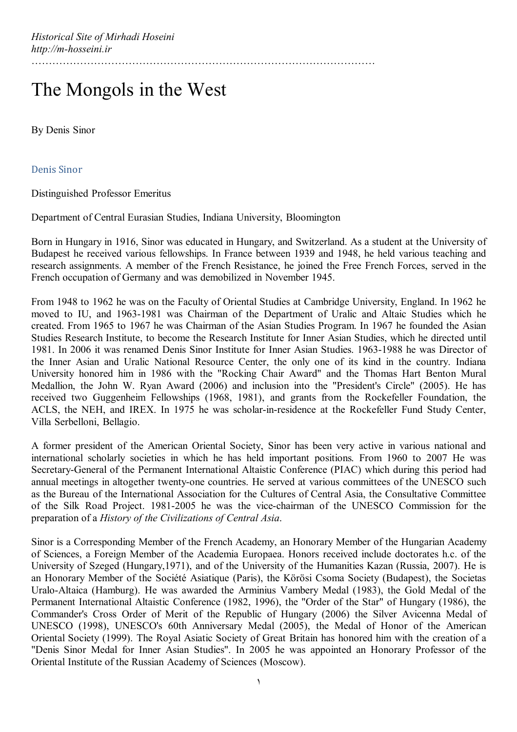*Historical Site of Mirhadi Hoseini*
*http://m-hosseini.ir*

# The Mongols in the West

By Denis Sinor

## Denis Sinor

Distinguished Professor Emeritus

Department of Central Eurasian Studies, Indiana University, Bloomington

Born in Hungary in 1916, Sinor was educated in Hungary, and Switzerland. As a student at the University of Budapest he received various fellowships. In France between 1939 and 1948, he held various teaching and research assignments. A member of the French Resistance, he joined the Free French Forces, served in the French occupation of Germany and was demobilized in November 1945.

From 1948 to 1962 he was on the Faculty of Oriental Studies at Cambridge University, England. In 1962 he moved to IU, and 1963-1981 was Chairman of the Department of Uralic and Altaic Studies which he created. From 1965 to 1967 he was Chairman of the Asian Studies Program. In 1967 he founded the Asian Studies Research Institute, to become the Research Institute for Inner Asian Studies, which he directed until 1981. In 2006 it was renamed Denis Sinor Institute for Inner Asian Studies. 1963-1988 he was Director of the Inner Asian and Uralic National Resource Center, the only one of its kind in the country. Indiana University honored him in 1986 with the "Rocking Chair Award" and the Thomas Hart Benton Mural Medallion, the John W. Ryan Award (2006) and inclusion into the "President's Circle" (2005). He has received two Guggenheim Fellowships (1968, 1981), and grants from the Rockefeller Foundation, the ACLS, the NEH, and IREX. In 1975 he was scholar-in-residence at the Rockefeller Fund Study Center, Villa Serbelloni, Bellagio.

A former president of the American Oriental Society, Sinor has been very active in various national and international scholarly societies in which he has held important positions. From 1960 to 2007 He was Secretary-General of the Permanent International Altaistic Conference (PIAC) which during this period had annual meetings in altogether twenty-one countries. He served at various committees of the UNESCO such as the Bureau of the International Association for the Cultures of Central Asia, the Consultative Committee of the Silk Road Project. 1981-2005 he was the vice-chairman of the UNESCO Commission for the preparation of a *History of the Civilizations of Central Asia*.

Sinor is a Corresponding Member of the French Academy, an Honorary Member of the Hungarian Academy of Sciences, a Foreign Member of the Academia Europaea. Honors received include doctorates h.c. of the University of Szeged (Hungary,1971), and of the University of the Humanities Kazan (Russia, 2007). He is an Honorary Member of the Société Asiatique (Paris), the Körösi Csoma Society (Budapest), the Societas Uralo-Altaica (Hamburg). He was awarded the Arminius Vambery Medal (1983), the Gold Medal of the Permanent International Altaistic Conference (1982, 1996), the "Order of the Star" of Hungary (1986), the Commander's Cross Order of Merit of the Republic of Hungary (2006) the Silver Avicenna Medal of UNESCO (1998), UNESCO's 60th Anniversary Medal (2005), the Medal of Honor of the American Oriental Society (1999). The Royal Asiatic Society of Great Britain has honored him with the creation of a "Denis Sinor Medal for Inner Asian Studies". In 2005 he was appointed an Honorary Professor of the Oriental Institute of the Russian Academy of Sciences (Moscow).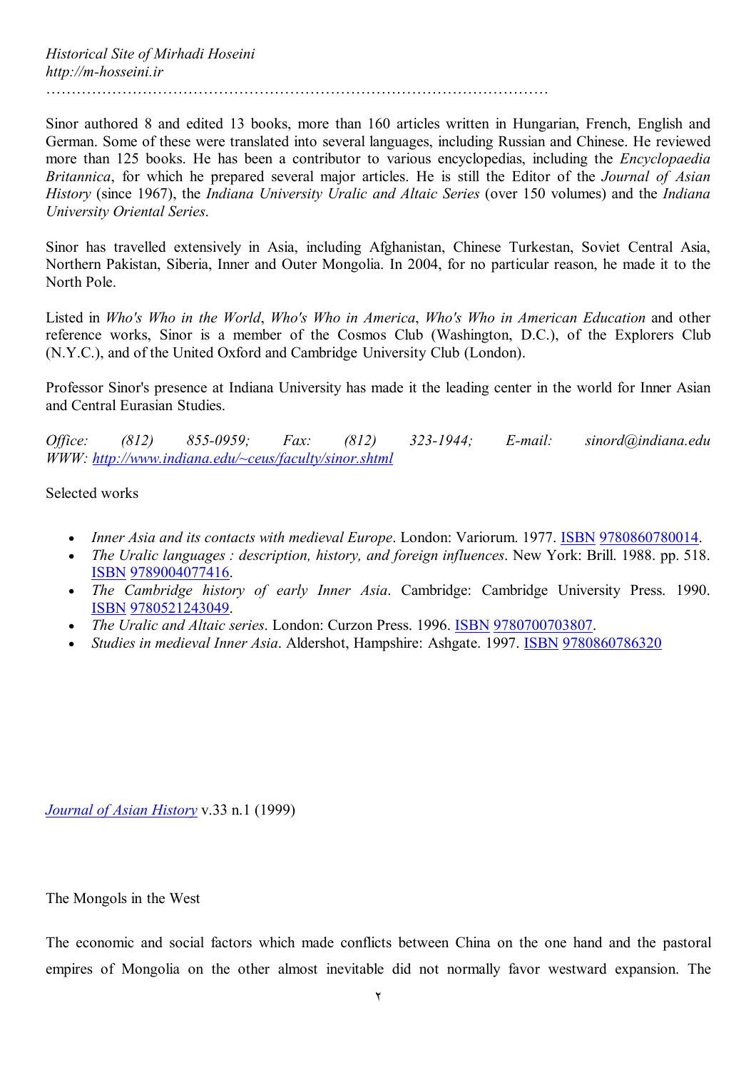Sinor authored 8 and edited 13 books, more than 160 articles written in Hungarian, French, English and German. Some of these were translated into several languages, including Russian and Chinese. He reviewed more than 125 books. He has been a contributor to various encyclopedias, including the *Encyclopaedia Britannica*, for which he prepared several major articles. He is still the Editor of the *Journal of Asian History* (since 1967), the *Indiana University Uralic and Altaic Series* (over 150 volumes) and the *Indiana University Oriental Series*.

Sinor has travelled extensively in Asia, including Afghanistan, Chinese Turkestan, Soviet Central Asia, Northern Pakistan, Siberia, Inner and Outer Mongolia. In 2004, for no particular reason, he made it to the North Pole.

Listed in *Who's Who in the World*, *Who's Who in America*, *Who's Who in American Education* and other reference works, Sinor is a member of the Cosmos Club (Washington, D.C.), of the Explorers Club (N.Y.C.), and of the United Oxford and Cambridge University Club (London).

Professor Sinor's presence at Indiana University has made it the leading center in the world for Inner Asian and Central Eurasian Studies.

*Office: (812) 855-0959; Fax: (812) 323-1944; E-mail: sinord@indiana.edu*
*WWW: [http://www.indiana.edu/~ceus/faculty/sinor.shtml](http://www.indiana.edu/~ceus/faculty/sinor.shtml)*

Selected works

- *Inner Asia and its contacts with medieval Europe*. London: Variorum. 1977. ISBN 9780860780014.
- *The Uralic languages : description, history, and foreign influences*. New York: Brill. 1988. pp. 518. ISBN 9789004077416.
- *The Cambridge history of early Inner Asia*. Cambridge: Cambridge University Press. 1990. ISBN 9780521243049.
- *The Uralic and Altaic series*. London: Curzon Press. 1996. ISBN 9780700703807.
- *Studies in medieval Inner Asia*. Aldershot, Hampshire: Ashgate. 1997. ISBN 9780860786320

*Journal of Asian History* v.33 n.1 (1999)

The Mongols in the West

The economic and social factors which made conflicts between China on the one hand and the pastoral empires of Mongolia on the other almost inevitable did not normally favor westward expansion. The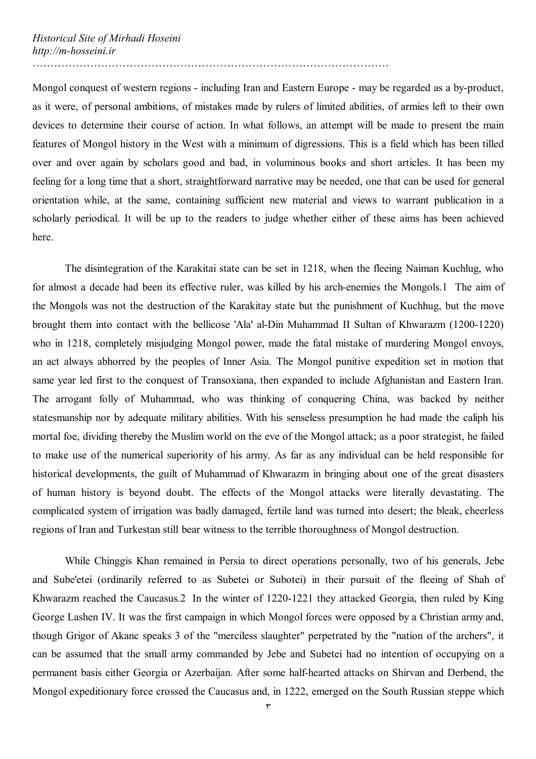Mongol conquest of western regions - including Iran and Eastern Europe - may be regarded as a by-product, as it were, of personal ambitions, of mistakes made by rulers of limited abilities, of armies left to their own devices to determine their course of action. In what follows, an attempt will be made to present the main features of Mongol history in the West with a minimum of digressions. This is a field which has been tilled over and over again by scholars good and bad, in voluminous books and short articles. It has been my feeling for a long time that a short, straightforward narrative may be needed, one that can be used for general orientation while, at the same, containing sufficient new material and views to warrant publication in a scholarly periodical. It will be up to the readers to judge whether either of these aims has been achieved here.

The disintegration of the Karakitai state can be set in 1218, when the fleeing Naiman Kuchlug, who for almost a decade had been its effective ruler, was killed by his arch-enemies the Mongols.1 The aim of the Mongols was not the destruction of the Karakitay state but the punishment of Kuchhug, but the move brought them into contact with the bellicose 'Ala' al-Din Muhammad II Sultan of Khwarazm (1200-1220) who in 1218, completely misjudging Mongol power, made the fatal mistake of murdering Mongol envoys, an act always abhorred by the peoples of Inner Asia. The Mongol punitive expedition set in motion that same year led first to the conquest of Transoxiana, then expanded to include Afghanistan and Eastern Iran. The arrogant folly of Muhammad, who was thinking of conquering China, was backed by neither statesmanship nor by adequate military abilities. With his senseless presumption he had made the caliph his mortal foe, dividing thereby the Muslim world on the eve of the Mongol attack; as a poor strategist, he failed to make use of the numerical superiority of his army. As far as any individual can be held responsible for historical developments, the guilt of Muhammad of Khwarazm in bringing about one of the great disasters of human history is beyond doubt. The effects of the Mongol attacks were literally devastating. The complicated system of irrigation was badly damaged, fertile land was turned into desert; the bleak, cheerless regions of Iran and Turkestan still bear witness to the terrible thoroughness of Mongol destruction.

While Chinggis Khan remained in Persia to direct operations personally, two of his generals, Jebe and Sube'etei (ordinarily referred to as Subetei or Subotei) in their pursuit of the fleeing of Shah of Khwarazm reached the Caucasus.2 In the winter of 1220-1221 they attacked Georgia, then ruled by King George Lashen IV. It was the first campaign in which Mongol forces were opposed by a Christian army and, though Grigor of Akanc speaks 3 of the "merciless slaughter" perpetrated by the "nation of the archers", it can be assumed that the small army commanded by Jebe and Subetei had no intention of occupying on a permanent basis either Georgia or Azerbaijan. After some half-hearted attacks on Shirvan and Derbend, the Mongol expeditionary force crossed the Caucasus and, in 1222, emerged on the South Russian steppe which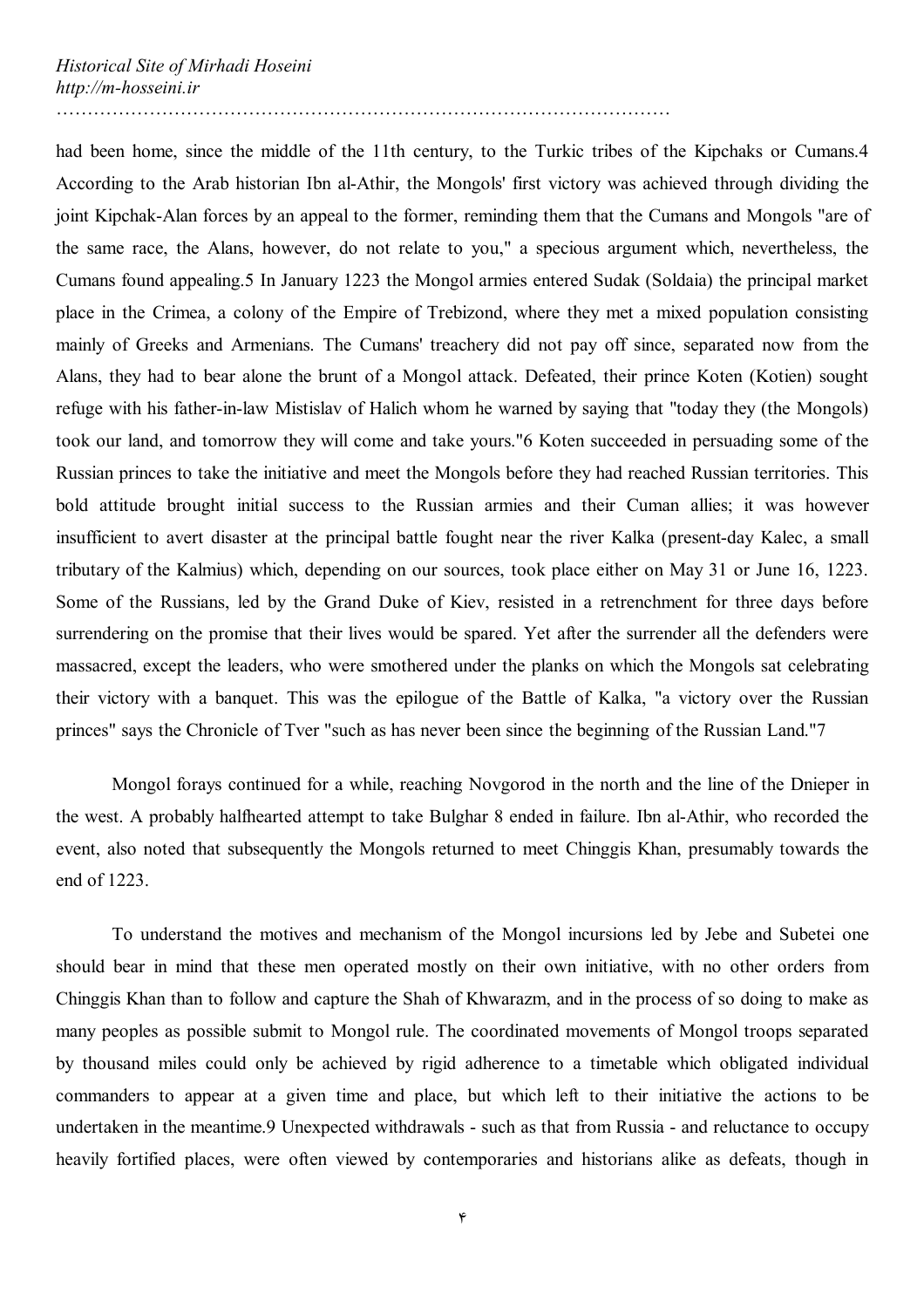had been home, since the middle of the 11th century, to the Turkic tribes of the Kipchaks or Cumans.4 According to the Arab historian Ibn al-Athir, the Mongols' first victory was achieved through dividing the joint Kipchak-Alan forces by an appeal to the former, reminding them that the Cumans and Mongols "are of the same race, the Alans, however, do not relate to you," a specious argument which, nevertheless, the Cumans found appealing.5 In January 1223 the Mongol armies entered Sudak (Soldaia) the principal market place in the Crimea, a colony of the Empire of Trebizond, where they met a mixed population consisting mainly of Greeks and Armenians. The Cumans' treachery did not pay off since, separated now from the Alans, they had to bear alone the brunt of a Mongol attack. Defeated, their prince Koten (Kotien) sought refuge with his father-in-law Mistislav of Halich whom he warned by saying that "today they (the Mongols) took our land, and tomorrow they will come and take yours."6 Koten succeeded in persuading some of the Russian princes to take the initiative and meet the Mongols before they had reached Russian territories. This bold attitude brought initial success to the Russian armies and their Cuman allies; it was however insufficient to avert disaster at the principal battle fought near the river Kalka (present-day Kalec, a small tributary of the Kalmius) which, depending on our sources, took place either on May 31 or June 16, 1223. Some of the Russians, led by the Grand Duke of Kiev, resisted in a retrenchment for three days before surrendering on the promise that their lives would be spared. Yet after the surrender all the defenders were massacred, except the leaders, who were smothered under the planks on which the Mongols sat celebrating their victory with a banquet. This was the epilogue of the Battle of Kalka, "a victory over the Russian princes" says the Chronicle of Tver "such as has never been since the beginning of the Russian Land."7

Mongol forays continued for a while, reaching Novgorod in the north and the line of the Dnieper in the west. A probably halfhearted attempt to take Bulghar 8 ended in failure. Ibn al-Athir, who recorded the event, also noted that subsequently the Mongols returned to meet Chinggis Khan, presumably towards the end of 1223.

To understand the motives and mechanism of the Mongol incursions led by Jebe and Subetei one should bear in mind that these men operated mostly on their own initiative, with no other orders from Chinggis Khan than to follow and capture the Shah of Khwarazm, and in the process of so doing to make as many peoples as possible submit to Mongol rule. The coordinated movements of Mongol troops separated by thousand miles could only be achieved by rigid adherence to a timetable which obligated individual commanders to appear at a given time and place, but which left to their initiative the actions to be undertaken in the meantime.9 Unexpected withdrawals - such as that from Russia - and reluctance to occupy heavily fortified places, were often viewed by contemporaries and historians alike as defeats, though in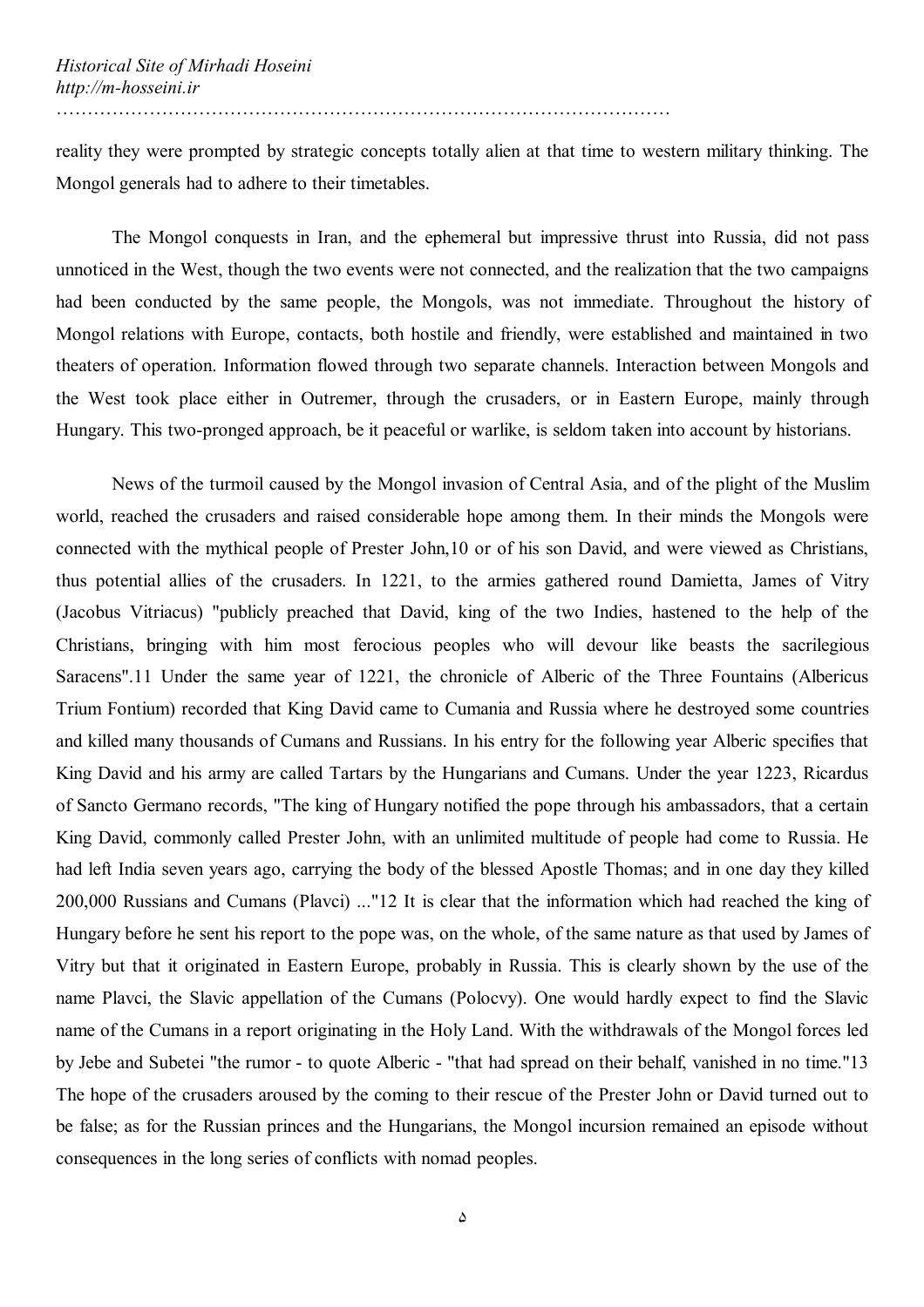reality they were prompted by strategic concepts totally alien at that time to western military thinking. The Mongol generals had to adhere to their timetables.

The Mongol conquests in Iran, and the ephemeral but impressive thrust into Russia, did not pass unnoticed in the West, though the two events were not connected, and the realization that the two campaigns had been conducted by the same people, the Mongols, was not immediate. Throughout the history of Mongol relations with Europe, contacts, both hostile and friendly, were established and maintained in two theaters of operation. Information flowed through two separate channels. Interaction between Mongols and the West took place either in Outremer, through the crusaders, or in Eastern Europe, mainly through Hungary. This two-pronged approach, be it peaceful or warlike, is seldom taken into account by historians.

News of the turmoil caused by the Mongol invasion of Central Asia, and of the plight of the Muslim world, reached the crusaders and raised considerable hope among them. In their minds the Mongols were connected with the mythical people of Prester John,10 or of his son David, and were viewed as Christians, thus potential allies of the crusaders. In 1221, to the armies gathered round Damietta, James of Vitry (Jacobus Vitriacus) "publicly preached that David, king of the two Indies, hastened to the help of the Christians, bringing with him most ferocious peoples who will devour like beasts the sacrilegious Saracens".11 Under the same year of 1221, the chronicle of Alberic of the Three Fountains (Albericus Trium Fontium) recorded that King David came to Cumania and Russia where he destroyed some countries and killed many thousands of Cumans and Russians. In his entry for the following year Alberic specifies that King David and his army are called Tartars by the Hungarians and Cumans. Under the year 1223, Ricardus of Sancto Germano records, "The king of Hungary notified the pope through his ambassadors, that a certain King David, commonly called Prester John, with an unlimited multitude of people had come to Russia. He had left India seven years ago, carrying the body of the blessed Apostle Thomas; and in one day they killed 200,000 Russians and Cumans (Plavci) ..."12 It is clear that the information which had reached the king of Hungary before he sent his report to the pope was, on the whole, of the same nature as that used by James of Vitry but that it originated in Eastern Europe, probably in Russia. This is clearly shown by the use of the name Plavci, the Slavic appellation of the Cumans (Polocvy). One would hardly expect to find the Slavic name of the Cumans in a report originating in the Holy Land. With the withdrawals of the Mongol forces led by Jebe and Subetei "the rumor - to quote Alberic - "that had spread on their behalf, vanished in no time."13 The hope of the crusaders aroused by the coming to their rescue of the Prester John or David turned out to be false; as for the Russian princes and the Hungarians, the Mongol incursion remained an episode without consequences in the long series of conflicts with nomad peoples.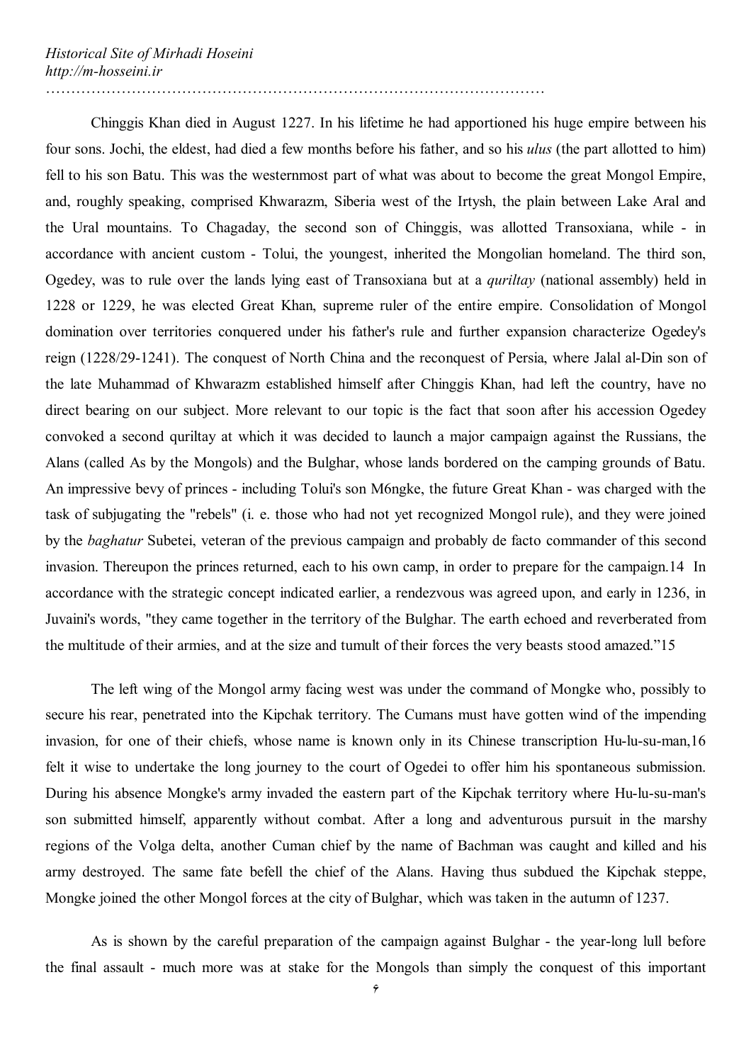Chinggis Khan died in August 1227. In his lifetime he had apportioned his huge empire between his four sons. Jochi, the eldest, had died a few months before his father, and so his *ulus* (the part allotted to him) fell to his son Batu. This was the westernmost part of what was about to become the great Mongol Empire, and, roughly speaking, comprised Khwarazm, Siberia west of the Irtysh, the plain between Lake Aral and the Ural mountains. To Chagaday, the second son of Chinggis, was allotted Transoxiana, while - in accordance with ancient custom - Tolui, the youngest, inherited the Mongolian homeland. The third son, Ogedey, was to rule over the lands lying east of Transoxiana but at a *quriltay* (national assembly) held in 1228 or 1229, he was elected Great Khan, supreme ruler of the entire empire. Consolidation of Mongol domination over territories conquered under his father's rule and further expansion characterize Ogedey's reign (1228/29-1241). The conquest of North China and the reconquest of Persia, where Jalal al-Din son of the late Muhammad of Khwarazm established himself after Chinggis Khan, had left the country, have no direct bearing on our subject. More relevant to our topic is the fact that soon after his accession Ogedey convoked a second quriltay at which it was decided to launch a major campaign against the Russians, the Alans (called As by the Mongols) and the Bulghar, whose lands bordered on the camping grounds of Batu. An impressive bevy of princes - including Tolui's son M6ngke, the future Great Khan - was charged with the task of subjugating the "rebels" (i. e. those who had not yet recognized Mongol rule), and they were joined by the *baghatur* Subetei, veteran of the previous campaign and probably de facto commander of this second invasion. Thereupon the princes returned, each to his own camp, in order to prepare for the campaign.14 In accordance with the strategic concept indicated earlier, a rendezvous was agreed upon, and early in 1236, in Juvaini's words, "they came together in the territory of the Bulghar. The earth echoed and reverberated from the multitude of their armies, and at the size and tumult of their forces the very beasts stood amazed."15

The left wing of the Mongol army facing west was under the command of Mongke who, possibly to secure his rear, penetrated into the Kipchak territory. The Cumans must have gotten wind of the impending invasion, for one of their chiefs, whose name is known only in its Chinese transcription Hu-lu-su-man,16 felt it wise to undertake the long journey to the court of Ogedei to offer him his spontaneous submission. During his absence Mongke's army invaded the eastern part of the Kipchak territory where Hu-lu-su-man's son submitted himself, apparently without combat. After a long and adventurous pursuit in the marshy regions of the Volga delta, another Cuman chief by the name of Bachman was caught and killed and his army destroyed. The same fate befell the chief of the Alans. Having thus subdued the Kipchak steppe, Mongke joined the other Mongol forces at the city of Bulghar, which was taken in the autumn of 1237.

As is shown by the careful preparation of the campaign against Bulghar - the year-long lull before the final assault - much more was at stake for the Mongols than simply the conquest of this important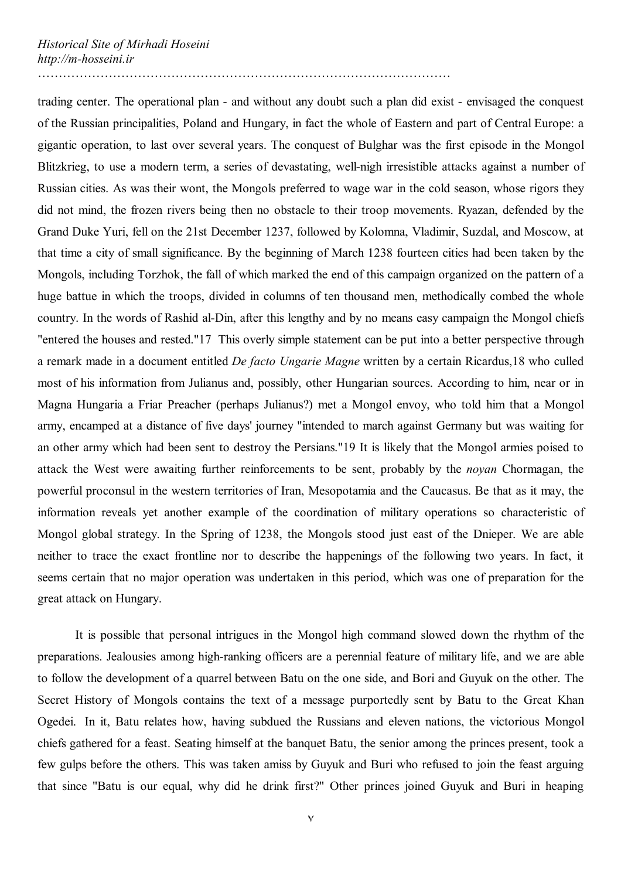trading center. The operational plan - and without any doubt such a plan did exist - envisaged the conquest of the Russian principalities, Poland and Hungary, in fact the whole of Eastern and part of Central Europe: a gigantic operation, to last over several years. The conquest of Bulghar was the first episode in the Mongol Blitzkrieg, to use a modern term, a series of devastating, well-nigh irresistible attacks against a number of Russian cities. As was their wont, the Mongols preferred to wage war in the cold season, whose rigors they did not mind, the frozen rivers being then no obstacle to their troop movements. Ryazan, defended by the Grand Duke Yuri, fell on the 21st December 1237, followed by Kolomna, Vladimir, Suzdal, and Moscow, at that time a city of small significance. By the beginning of March 1238 fourteen cities had been taken by the Mongols, including Torzhok, the fall of which marked the end of this campaign organized on the pattern of a huge battue in which the troops, divided in columns of ten thousand men, methodically combed the whole country. In the words of Rashid al-Din, after this lengthy and by no means easy campaign the Mongol chiefs "entered the houses and rested."[17] This overly simple statement can be put into a better perspective through a remark made in a document entitled *De facto Ungarie Magne* written by a certain Ricardus,[18] who culled most of his information from Julianus and, possibly, other Hungarian sources. According to him, near or in Magna Hungaria a Friar Preacher (perhaps Julianus?) met a Mongol envoy, who told him that a Mongol army, encamped at a distance of five days' journey "intended to march against Germany but was waiting for an other army which had been sent to destroy the Persians."[19] It is likely that the Mongol armies poised to attack the West were awaiting further reinforcements to be sent, probably by the *noyan* Chormagan, the powerful proconsul in the western territories of Iran, Mesopotamia and the Caucasus. Be that as it may, the information reveals yet another example of the coordination of military operations so characteristic of Mongol global strategy. In the Spring of 1238, the Mongols stood just east of the Dnieper. We are able neither to trace the exact frontline nor to describe the happenings of the following two years. In fact, it seems certain that no major operation was undertaken in this period, which was one of preparation for the great attack on Hungary.

It is possible that personal intrigues in the Mongol high command slowed down the rhythm of the preparations. Jealousies among high-ranking officers are a perennial feature of military life, and we are able to follow the development of a quarrel between Batu on the one side, and Bori and Guyuk on the other. The Secret History of Mongols contains the text of a message purportedly sent by Batu to the Great Khan Ogedei. In it, Batu relates how, having subdued the Russians and eleven nations, the victorious Mongol chiefs gathered for a feast. Seating himself at the banquet Batu, the senior among the princes present, took a few gulps before the others. This was taken amiss by Guyuk and Buri who refused to join the feast arguing that since "Batu is our equal, why did he drink first?" Other princes joined Guyuk and Buri in heaping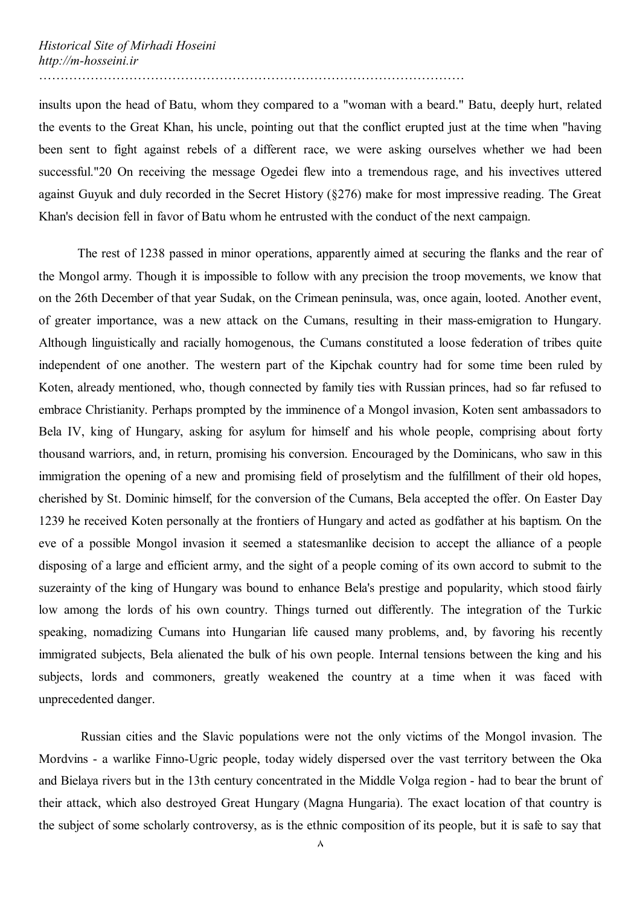insults upon the head of Batu, whom they compared to a "woman with a beard." Batu, deeply hurt, related the events to the Great Khan, his uncle, pointing out that the conflict erupted just at the time when "having been sent to fight against rebels of a different race, we were asking ourselves whether we had been successful."[20] On receiving the message Ogedei flew into a tremendous rage, and his invectives uttered against Guyuk and duly recorded in the Secret History (§276) make for most impressive reading. The Great Khan's decision fell in favor of Batu whom he entrusted with the conduct of the next campaign.

The rest of 1238 passed in minor operations, apparently aimed at securing the flanks and the rear of the Mongol army. Though it is impossible to follow with any precision the troop movements, we know that on the 26th December of that year Sudak, on the Crimean peninsula, was, once again, looted. Another event, of greater importance, was a new attack on the Cumans, resulting in their mass-emigration to Hungary. Although linguistically and racially homogenous, the Cumans constituted a loose federation of tribes quite independent of one another. The western part of the Kipchak country had for some time been ruled by Koten, already mentioned, who, though connected by family ties with Russian princes, had so far refused to embrace Christianity. Perhaps prompted by the imminence of a Mongol invasion, Koten sent ambassadors to Bela IV, king of Hungary, asking for asylum for himself and his whole people, comprising about forty thousand warriors, and, in return, promising his conversion. Encouraged by the Dominicans, who saw in this immigration the opening of a new and promising field of proselytism and the fulfillment of their old hopes, cherished by St. Dominic himself, for the conversion of the Cumans, Bela accepted the offer. On Easter Day 1239 he received Koten personally at the frontiers of Hungary and acted as godfather at his baptism. On the eve of a possible Mongol invasion it seemed a statesmanlike decision to accept the alliance of a people disposing of a large and efficient army, and the sight of a people coming of its own accord to submit to the suzerainty of the king of Hungary was bound to enhance Bela's prestige and popularity, which stood fairly low among the lords of his own country. Things turned out differently. The integration of the Turkic speaking, nomadizing Cumans into Hungarian life caused many problems, and, by favoring his recently immigrated subjects, Bela alienated the bulk of his own people. Internal tensions between the king and his subjects, lords and commoners, greatly weakened the country at a time when it was faced with unprecedented danger.

Russian cities and the Slavic populations were not the only victims of the Mongol invasion. The Mordvins - a warlike Finno-Ugric people, today widely dispersed over the vast territory between the Oka and Bielaya rivers but in the 13th century concentrated in the Middle Volga region - had to bear the brunt of their attack, which also destroyed Great Hungary (Magna Hungaria). The exact location of that country is the subject of some scholarly controversy, as is the ethnic composition of its people, but it is safe to say that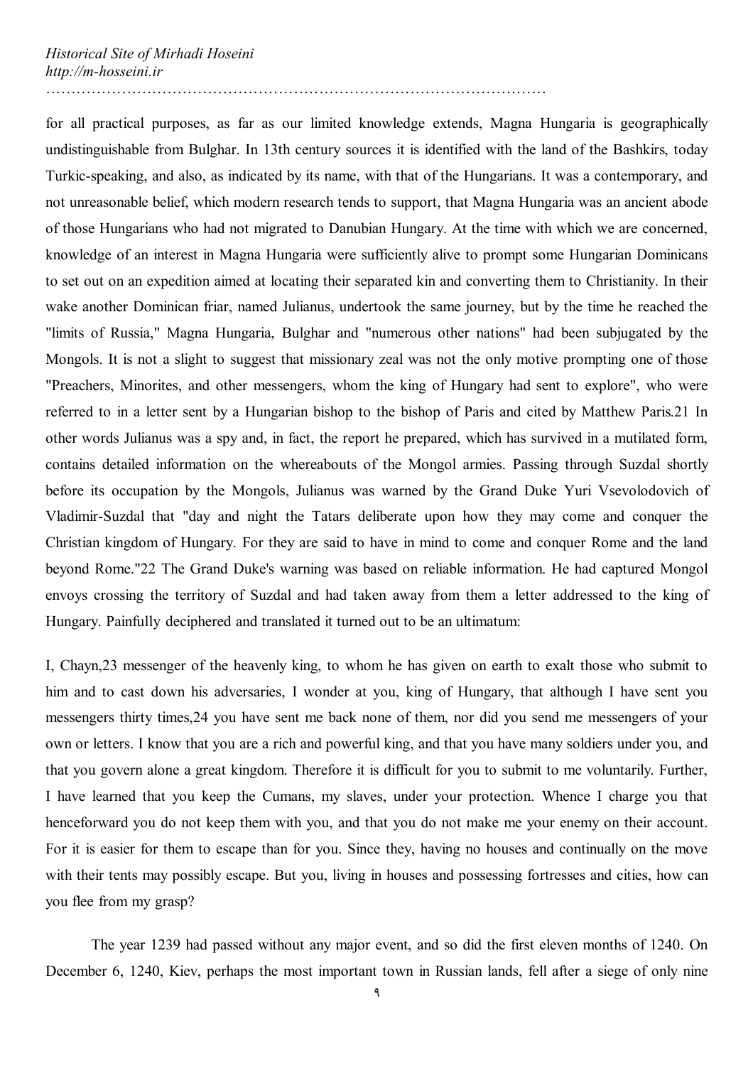for all practical purposes, as far as our limited knowledge extends, Magna Hungaria is geographically undistinguishable from Bulghar. In 13th century sources it is identified with the land of the Bashkirs, today Turkic-speaking, and also, as indicated by its name, with that of the Hungarians. It was a contemporary, and not unreasonable belief, which modern research tends to support, that Magna Hungaria was an ancient abode of those Hungarians who had not migrated to Danubian Hungary. At the time with which we are concerned, knowledge of an interest in Magna Hungaria were sufficiently alive to prompt some Hungarian Dominicans to set out on an expedition aimed at locating their separated kin and converting them to Christianity. In their wake another Dominican friar, named Julianus, undertook the same journey, but by the time he reached the "limits of Russia," Magna Hungaria, Bulghar and "numerous other nations" had been subjugated by the Mongols. It is not a slight to suggest that missionary zeal was not the only motive prompting one of those "Preachers, Minorites, and other messengers, whom the king of Hungary had sent to explore", who were referred to in a letter sent by a Hungarian bishop to the bishop of Paris and cited by Matthew Paris.21 In other words Julianus was a spy and, in fact, the report he prepared, which has survived in a mutilated form, contains detailed information on the whereabouts of the Mongol armies. Passing through Suzdal shortly before its occupation by the Mongols, Julianus was warned by the Grand Duke Yuri Vsevolodovich of Vladimir-Suzdal that "day and night the Tatars deliberate upon how they may come and conquer the Christian kingdom of Hungary. For they are said to have in mind to come and conquer Rome and the land beyond Rome."22 The Grand Duke's warning was based on reliable information. He had captured Mongol envoys crossing the territory of Suzdal and had taken away from them a letter addressed to the king of Hungary. Painfully deciphered and translated it turned out to be an ultimatum:

I, Chayn,23 messenger of the heavenly king, to whom he has given on earth to exalt those who submit to him and to cast down his adversaries, I wonder at you, king of Hungary, that although I have sent you messengers thirty times,24 you have sent me back none of them, nor did you send me messengers of your own or letters. I know that you are a rich and powerful king, and that you have many soldiers under you, and that you govern alone a great kingdom. Therefore it is difficult for you to submit to me voluntarily. Further, I have learned that you keep the Cumans, my slaves, under your protection. Whence I charge you that henceforward you do not keep them with you, and that you do not make me your enemy on their account. For it is easier for them to escape than for you. Since they, having no houses and continually on the move with their tents may possibly escape. But you, living in houses and possessing fortresses and cities, how can you flee from my grasp?

The year 1239 had passed without any major event, and so did the first eleven months of 1240. On December 6, 1240, Kiev, perhaps the most important town in Russian lands, fell after a siege of only nine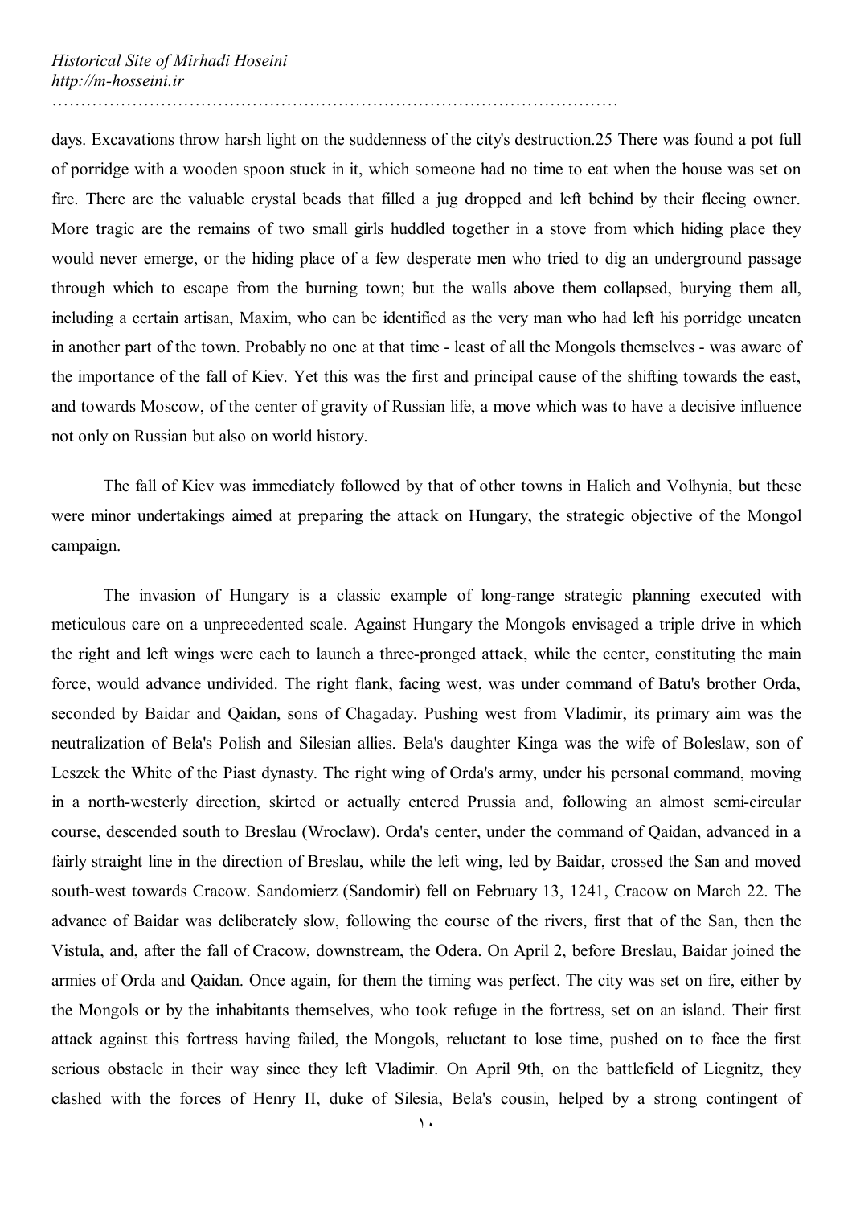days. Excavations throw harsh light on the suddenness of the city's destruction.25 There was found a pot full of porridge with a wooden spoon stuck in it, which someone had no time to eat when the house was set on fire. There are the valuable crystal beads that filled a jug dropped and left behind by their fleeing owner. More tragic are the remains of two small girls huddled together in a stove from which hiding place they would never emerge, or the hiding place of a few desperate men who tried to dig an underground passage through which to escape from the burning town; but the walls above them collapsed, burying them all, including a certain artisan, Maxim, who can be identified as the very man who had left his porridge uneaten in another part of the town. Probably no one at that time - least of all the Mongols themselves - was aware of the importance of the fall of Kiev. Yet this was the first and principal cause of the shifting towards the east, and towards Moscow, of the center of gravity of Russian life, a move which was to have a decisive influence not only on Russian but also on world history.

The fall of Kiev was immediately followed by that of other towns in Halich and Volhynia, but these were minor undertakings aimed at preparing the attack on Hungary, the strategic objective of the Mongol campaign.

The invasion of Hungary is a classic example of long-range strategic planning executed with meticulous care on a unprecedented scale. Against Hungary the Mongols envisaged a triple drive in which the right and left wings were each to launch a three-pronged attack, while the center, constituting the main force, would advance undivided. The right flank, facing west, was under command of Batu's brother Orda, seconded by Baidar and Qaidan, sons of Chagaday. Pushing west from Vladimir, its primary aim was the neutralization of Bela's Polish and Silesian allies. Bela's daughter Kinga was the wife of Boleslaw, son of Leszek the White of the Piast dynasty. The right wing of Orda's army, under his personal command, moving in a north-westerly direction, skirted or actually entered Prussia and, following an almost semi-circular course, descended south to Breslau (Wroclaw). Orda's center, under the command of Qaidan, advanced in a fairly straight line in the direction of Breslau, while the left wing, led by Baidar, crossed the San and moved south-west towards Cracow. Sandomierz (Sandomir) fell on February 13, 1241, Cracow on March 22. The advance of Baidar was deliberately slow, following the course of the rivers, first that of the San, then the Vistula, and, after the fall of Cracow, downstream, the Odera. On April 2, before Breslau, Baidar joined the armies of Orda and Qaidan. Once again, for them the timing was perfect. The city was set on fire, either by the Mongols or by the inhabitants themselves, who took refuge in the fortress, set on an island. Their first attack against this fortress having failed, the Mongols, reluctant to lose time, pushed on to face the first serious obstacle in their way since they left Vladimir. On April 9th, on the battlefield of Liegnitz, they clashed with the forces of Henry II, duke of Silesia, Bela's cousin, helped by a strong contingent of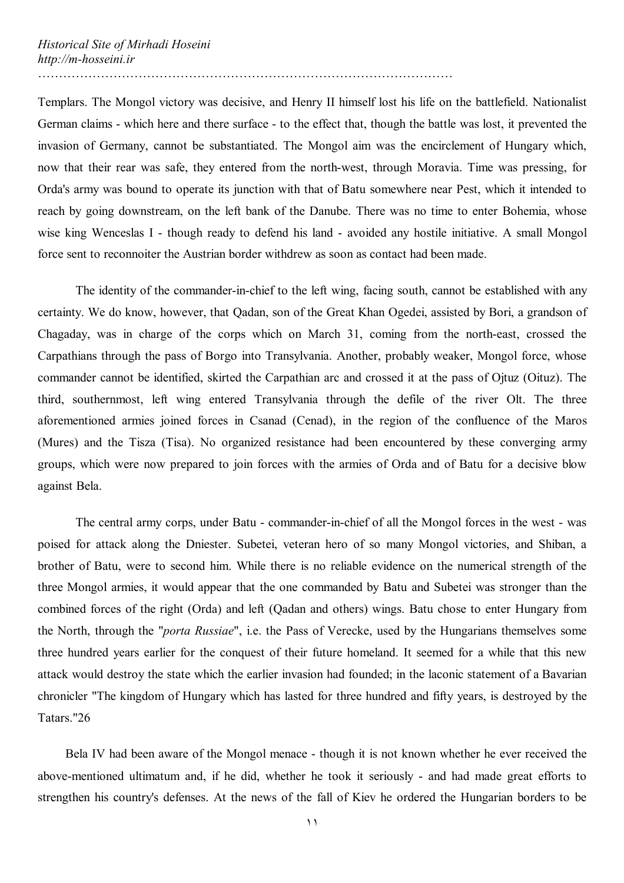Templars. The Mongol victory was decisive, and Henry II himself lost his life on the battlefield. Nationalist German claims - which here and there surface - to the effect that, though the battle was lost, it prevented the invasion of Germany, cannot be substantiated. The Mongol aim was the encirclement of Hungary which, now that their rear was safe, they entered from the north-west, through Moravia. Time was pressing, for Orda's army was bound to operate its junction with that of Batu somewhere near Pest, which it intended to reach by going downstream, on the left bank of the Danube. There was no time to enter Bohemia, whose wise king Wenceslas I - though ready to defend his land - avoided any hostile initiative. A small Mongol force sent to reconnoiter the Austrian border withdrew as soon as contact had been made.

The identity of the commander-in-chief to the left wing, facing south, cannot be established with any certainty. We do know, however, that Qadan, son of the Great Khan Ogedei, assisted by Bori, a grandson of Chagaday, was in charge of the corps which on March 31, coming from the north-east, crossed the Carpathians through the pass of Borgo into Transylvania. Another, probably weaker, Mongol force, whose commander cannot be identified, skirted the Carpathian arc and crossed it at the pass of Ojtuz (Oituz). The third, southernmost, left wing entered Transylvania through the defile of the river Olt. The three aforementioned armies joined forces in Csanad (Cenad), in the region of the confluence of the Maros (Mures) and the Tisza (Tisa). No organized resistance had been encountered by these converging army groups, which were now prepared to join forces with the armies of Orda and of Batu for a decisive blow against Bela.

The central army corps, under Batu - commander-in-chief of all the Mongol forces in the west - was poised for attack along the Dniester. Subetei, veteran hero of so many Mongol victories, and Shiban, a brother of Batu, were to second him. While there is no reliable evidence on the numerical strength of the three Mongol armies, it would appear that the one commanded by Batu and Subetei was stronger than the combined forces of the right (Orda) and left (Qadan and others) wings. Batu chose to enter Hungary from the North, through the "*porta Russiae*", i.e. the Pass of Verecke, used by the Hungarians themselves some three hundred years earlier for the conquest of their future homeland. It seemed for a while that this new attack would destroy the state which the earlier invasion had founded; in the laconic statement of a Bavarian chronicler "The kingdom of Hungary which has lasted for three hundred and fifty years, is destroyed by the Tatars."26

Bela IV had been aware of the Mongol menace - though it is not known whether he ever received the above-mentioned ultimatum and, if he did, whether he took it seriously - and had made great efforts to strengthen his country's defenses. At the news of the fall of Kiev he ordered the Hungarian borders to be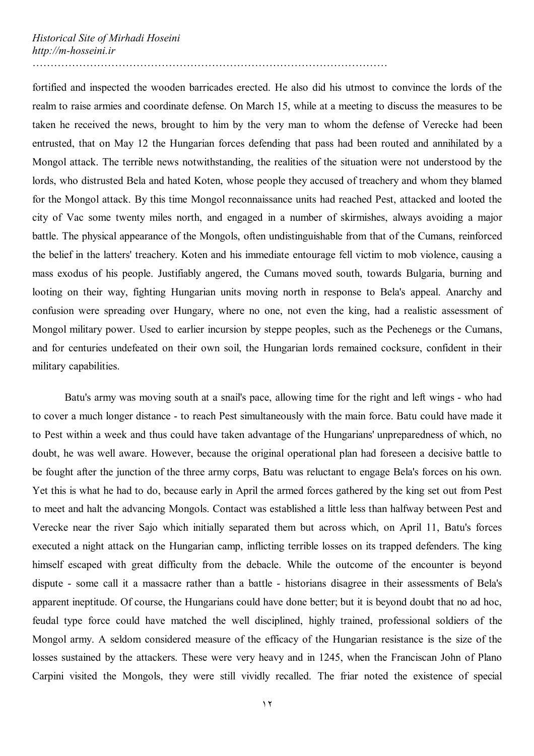fortified and inspected the wooden barricades erected. He also did his utmost to convince the lords of the realm to raise armies and coordinate defense. On March 15, while at a meeting to discuss the measures to be taken he received the news, brought to him by the very man to whom the defense of Verecke had been entrusted, that on May 12 the Hungarian forces defending that pass had been routed and annihilated by a Mongol attack. The terrible news notwithstanding, the realities of the situation were not understood by the lords, who distrusted Bela and hated Koten, whose people they accused of treachery and whom they blamed for the Mongol attack. By this time Mongol reconnaissance units had reached Pest, attacked and looted the city of Vac some twenty miles north, and engaged in a number of skirmishes, always avoiding a major battle. The physical appearance of the Mongols, often undistinguishable from that of the Cumans, reinforced the belief in the latters' treachery. Koten and his immediate entourage fell victim to mob violence, causing a mass exodus of his people. Justifiably angered, the Cumans moved south, towards Bulgaria, burning and looting on their way, fighting Hungarian units moving north in response to Bela's appeal. Anarchy and confusion were spreading over Hungary, where no one, not even the king, had a realistic assessment of Mongol military power. Used to earlier incursion by steppe peoples, such as the Pechenegs or the Cumans, and for centuries undefeated on their own soil, the Hungarian lords remained cocksure, confident in their military capabilities.

Batu's army was moving south at a snail's pace, allowing time for the right and left wings - who had to cover a much longer distance - to reach Pest simultaneously with the main force. Batu could have made it to Pest within a week and thus could have taken advantage of the Hungarians' unpreparedness of which, no doubt, he was well aware. However, because the original operational plan had foreseen a decisive battle to be fought after the junction of the three army corps, Batu was reluctant to engage Bela's forces on his own. Yet this is what he had to do, because early in April the armed forces gathered by the king set out from Pest to meet and halt the advancing Mongols. Contact was established a little less than halfway between Pest and Verecke near the river Sajo which initially separated them but across which, on April 11, Batu's forces executed a night attack on the Hungarian camp, inflicting terrible losses on its trapped defenders. The king himself escaped with great difficulty from the debacle. While the outcome of the encounter is beyond dispute - some call it a massacre rather than a battle - historians disagree in their assessments of Bela's apparent ineptitude. Of course, the Hungarians could have done better; but it is beyond doubt that no ad hoc, feudal type force could have matched the well disciplined, highly trained, professional soldiers of the Mongol army. A seldom considered measure of the efficacy of the Hungarian resistance is the size of the losses sustained by the attackers. These were very heavy and in 1245, when the Franciscan John of Plano Carpini visited the Mongols, they were still vividly recalled. The friar noted the existence of special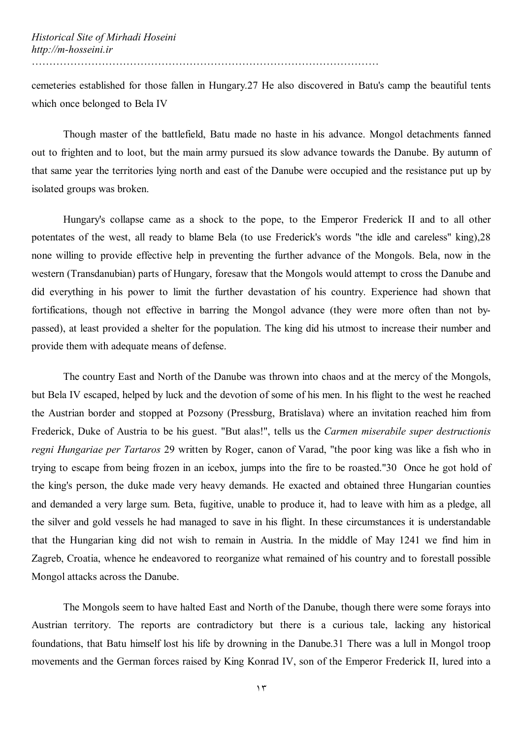cemeteries established for those fallen in Hungary.27 He also discovered in Batu's camp the beautiful tents which once belonged to Bela IV

Though master of the battlefield, Batu made no haste in his advance. Mongol detachments fanned out to frighten and to loot, but the main army pursued its slow advance towards the Danube. By autumn of that same year the territories lying north and east of the Danube were occupied and the resistance put up by isolated groups was broken.

Hungary's collapse came as a shock to the pope, to the Emperor Frederick II and to all other potentates of the west, all ready to blame Bela (to use Frederick's words "the idle and careless" king),28 none willing to provide effective help in preventing the further advance of the Mongols. Bela, now in the western (Transdanubian) parts of Hungary, foresaw that the Mongols would attempt to cross the Danube and did everything in his power to limit the further devastation of his country. Experience had shown that fortifications, though not effective in barring the Mongol advance (they were more often than not by-passed), at least provided a shelter for the population. The king did his utmost to increase their number and provide them with adequate means of defense.

The country East and North of the Danube was thrown into chaos and at the mercy of the Mongols, but Bela IV escaped, helped by luck and the devotion of some of his men. In his flight to the west he reached the Austrian border and stopped at Pozsony (Pressburg, Bratislava) where an invitation reached him from Frederick, Duke of Austria to be his guest. "But alas!", tells us the *Carmen miserabile super destructionis regni Hungariae per Tartaros* 29 written by Roger, canon of Varad, "the poor king was like a fish who in trying to escape from being frozen in an icebox, jumps into the fire to be roasted."30 Once he got hold of the king's person, the duke made very heavy demands. He exacted and obtained three Hungarian counties and demanded a very large sum. Beta, fugitive, unable to produce it, had to leave with him as a pledge, all the silver and gold vessels he had managed to save in his flight. In these circumstances it is understandable that the Hungarian king did not wish to remain in Austria. In the middle of May 1241 we find him in Zagreb, Croatia, whence he endeavored to reorganize what remained of his country and to forestall possible Mongol attacks across the Danube.

The Mongols seem to have halted East and North of the Danube, though there were some forays into Austrian territory. The reports are contradictory but there is a curious tale, lacking any historical foundations, that Batu himself lost his life by drowning in the Danube.31 There was a lull in Mongol troop movements and the German forces raised by King Konrad IV, son of the Emperor Frederick II, lured into a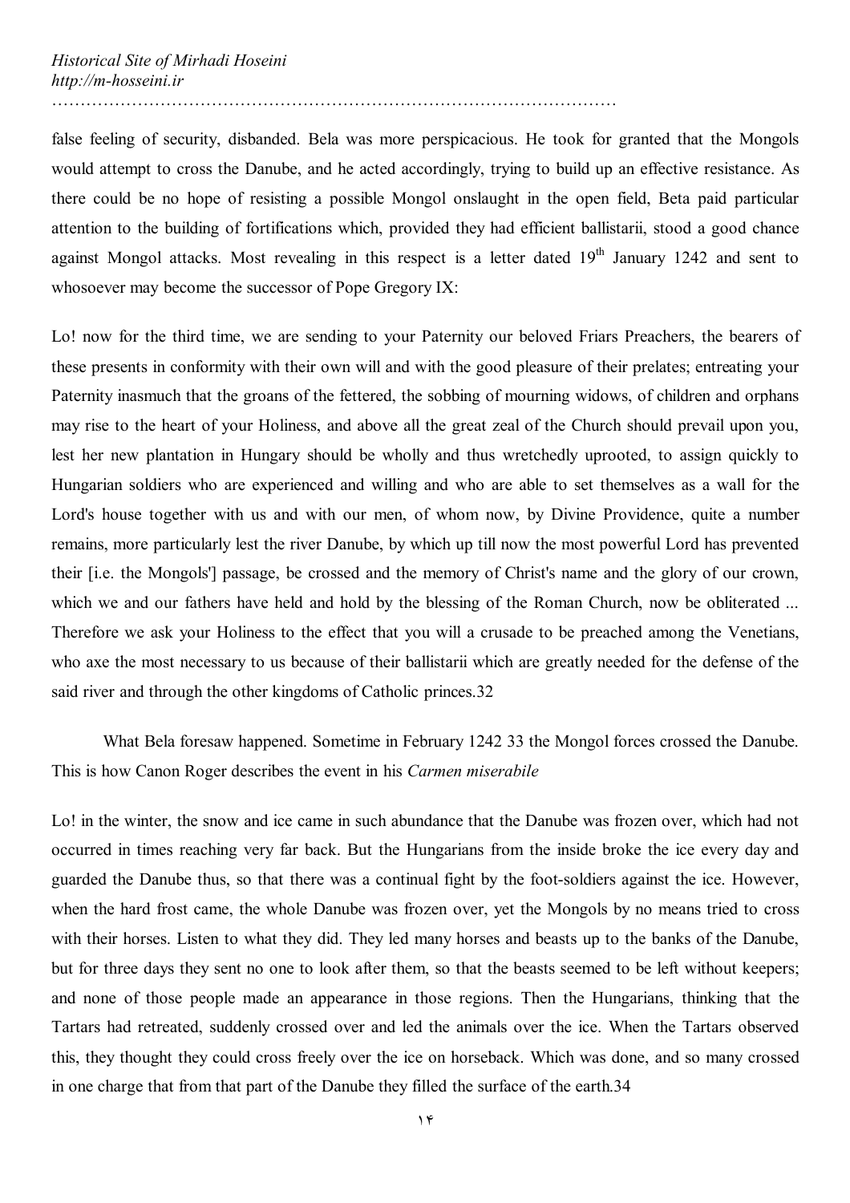false feeling of security, disbanded. Bela was more perspicacious. He took for granted that the Mongols would attempt to cross the Danube, and he acted accordingly, trying to build up an effective resistance. As there could be no hope of resisting a possible Mongol onslaught in the open field, Beta paid particular attention to the building of fortifications which, provided they had efficient ballistarii, stood a good chance against Mongol attacks. Most revealing in this respect is a letter dated 19th January 1242 and sent to whosoever may become the successor of Pope Gregory IX:

Lo! now for the third time, we are sending to your Paternity our beloved Friars Preachers, the bearers of these presents in conformity with their own will and with the good pleasure of their prelates; entreating your Paternity inasmuch that the groans of the fettered, the sobbing of mourning widows, of children and orphans may rise to the heart of your Holiness, and above all the great zeal of the Church should prevail upon you, lest her new plantation in Hungary should be wholly and thus wretchedly uprooted, to assign quickly to Hungarian soldiers who are experienced and willing and who are able to set themselves as a wall for the Lord's house together with us and with our men, of whom now, by Divine Providence, quite a number remains, more particularly lest the river Danube, by which up till now the most powerful Lord has prevented their [i.e. the Mongols'] passage, be crossed and the memory of Christ's name and the glory of our crown, which we and our fathers have held and hold by the blessing of the Roman Church, now be obliterated ... Therefore we ask your Holiness to the effect that you will a crusade to be preached among the Venetians, who axe the most necessary to us because of their ballistarii which are greatly needed for the defense of the said river and through the other kingdoms of Catholic princes.32

What Bela foresaw happened. Sometime in February 1242 33 the Mongol forces crossed the Danube. This is how Canon Roger describes the event in his *Carmen miserabile*

Lo! in the winter, the snow and ice came in such abundance that the Danube was frozen over, which had not occurred in times reaching very far back. But the Hungarians from the inside broke the ice every day and guarded the Danube thus, so that there was a continual fight by the foot-soldiers against the ice. However, when the hard frost came, the whole Danube was frozen over, yet the Mongols by no means tried to cross with their horses. Listen to what they did. They led many horses and beasts up to the banks of the Danube, but for three days they sent no one to look after them, so that the beasts seemed to be left without keepers; and none of those people made an appearance in those regions. Then the Hungarians, thinking that the Tartars had retreated, suddenly crossed over and led the animals over the ice. When the Tartars observed this, they thought they could cross freely over the ice on horseback. Which was done, and so many crossed in one charge that from that part of the Danube they filled the surface of the earth.34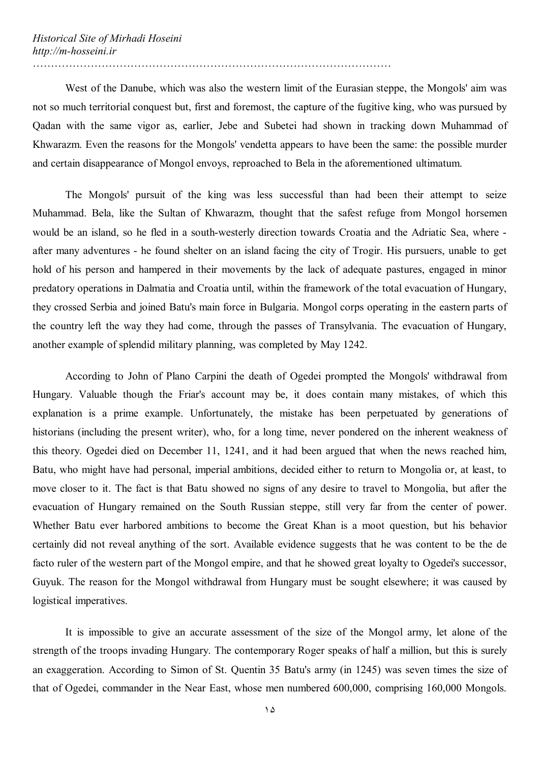West of the Danube, which was also the western limit of the Eurasian steppe, the Mongols' aim was not so much territorial conquest but, first and foremost, the capture of the fugitive king, who was pursued by Qadan with the same vigor as, earlier, Jebe and Subetei had shown in tracking down Muhammad of Khwarazm. Even the reasons for the Mongols' vendetta appears to have been the same: the possible murder and certain disappearance of Mongol envoys, reproached to Bela in the aforementioned ultimatum.

The Mongols' pursuit of the king was less successful than had been their attempt to seize Muhammad. Bela, like the Sultan of Khwarazm, thought that the safest refuge from Mongol horsemen would be an island, so he fled in a south-westerly direction towards Croatia and the Adriatic Sea, where - after many adventures - he found shelter on an island facing the city of Trogir. His pursuers, unable to get hold of his person and hampered in their movements by the lack of adequate pastures, engaged in minor predatory operations in Dalmatia and Croatia until, within the framework of the total evacuation of Hungary, they crossed Serbia and joined Batu's main force in Bulgaria. Mongol corps operating in the eastern parts of the country left the way they had come, through the passes of Transylvania. The evacuation of Hungary, another example of splendid military planning, was completed by May 1242.

According to John of Plano Carpini the death of Ogedei prompted the Mongols' withdrawal from Hungary. Valuable though the Friar's account may be, it does contain many mistakes, of which this explanation is a prime example. Unfortunately, the mistake has been perpetuated by generations of historians (including the present writer), who, for a long time, never pondered on the inherent weakness of this theory. Ogedei died on December 11, 1241, and it had been argued that when the news reached him, Batu, who might have had personal, imperial ambitions, decided either to return to Mongolia or, at least, to move closer to it. The fact is that Batu showed no signs of any desire to travel to Mongolia, but after the evacuation of Hungary remained on the South Russian steppe, still very far from the center of power. Whether Batu ever harbored ambitions to become the Great Khan is a moot question, but his behavior certainly did not reveal anything of the sort. Available evidence suggests that he was content to be the de facto ruler of the western part of the Mongol empire, and that he showed great loyalty to Ogedei's successor, Guyuk. The reason for the Mongol withdrawal from Hungary must be sought elsewhere; it was caused by logistical imperatives.

It is impossible to give an accurate assessment of the size of the Mongol army, let alone of the strength of the troops invading Hungary. The contemporary Roger speaks of half a million, but this is surely an exaggeration. According to Simon of St. Quentin 35 Batu's army (in 1245) was seven times the size of that of Ogedei, commander in the Near East, whose men numbered 600,000, comprising 160,000 Mongols.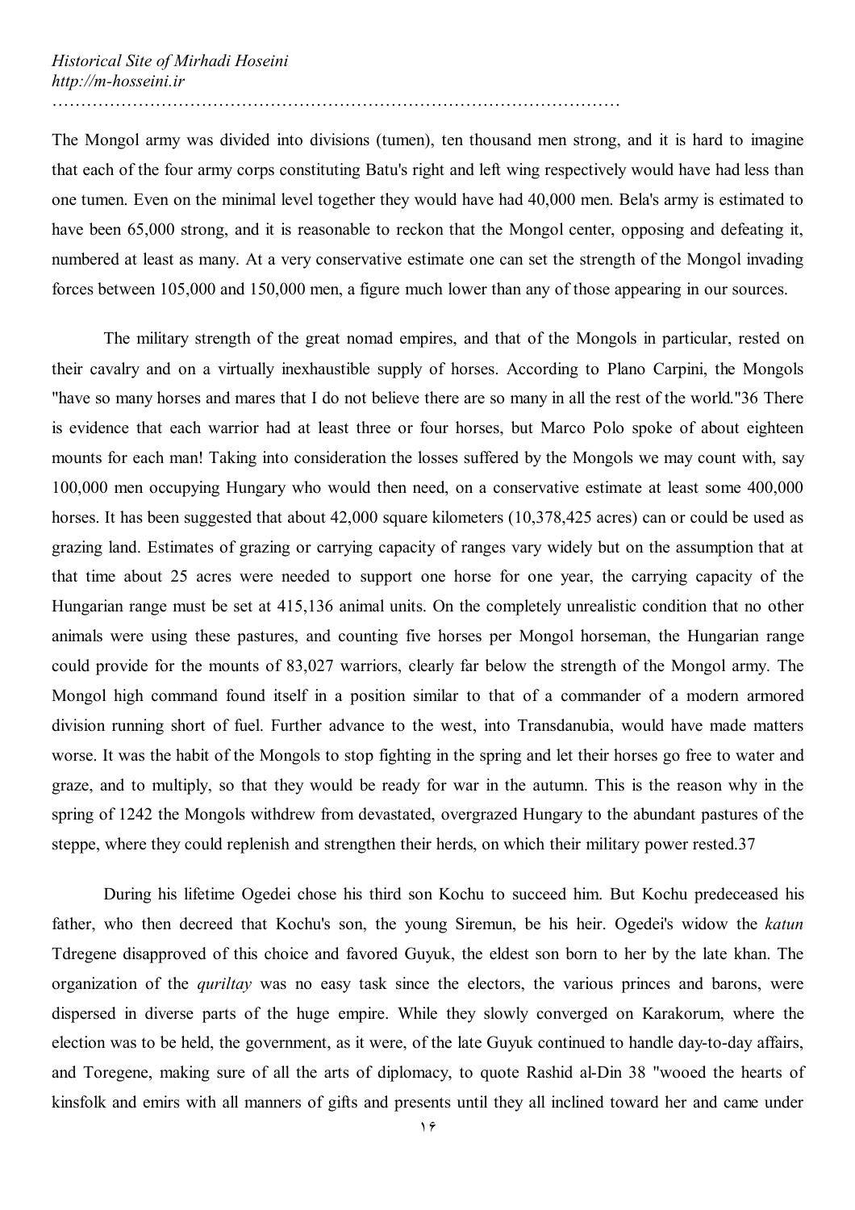The Mongol army was divided into divisions (tumen), ten thousand men strong, and it is hard to imagine that each of the four army corps constituting Batu's right and left wing respectively would have had less than one tumen. Even on the minimal level together they would have had 40,000 men. Bela's army is estimated to have been 65,000 strong, and it is reasonable to reckon that the Mongol center, opposing and defeating it, numbered at least as many. At a very conservative estimate one can set the strength of the Mongol invading forces between 105,000 and 150,000 men, a figure much lower than any of those appearing in our sources.

The military strength of the great nomad empires, and that of the Mongols in particular, rested on their cavalry and on a virtually inexhaustible supply of horses. According to Plano Carpini, the Mongols "have so many horses and mares that I do not believe there are so many in all the rest of the world."36 There is evidence that each warrior had at least three or four horses, but Marco Polo spoke of about eighteen mounts for each man! Taking into consideration the losses suffered by the Mongols we may count with, say 100,000 men occupying Hungary who would then need, on a conservative estimate at least some 400,000 horses. It has been suggested that about 42,000 square kilometers (10,378,425 acres) can or could be used as grazing land. Estimates of grazing or carrying capacity of ranges vary widely but on the assumption that at that time about 25 acres were needed to support one horse for one year, the carrying capacity of the Hungarian range must be set at 415,136 animal units. On the completely unrealistic condition that no other animals were using these pastures, and counting five horses per Mongol horseman, the Hungarian range could provide for the mounts of 83,027 warriors, clearly far below the strength of the Mongol army. The Mongol high command found itself in a position similar to that of a commander of a modern armored division running short of fuel. Further advance to the west, into Transdanubia, would have made matters worse. It was the habit of the Mongols to stop fighting in the spring and let their horses go free to water and graze, and to multiply, so that they would be ready for war in the autumn. This is the reason why in the spring of 1242 the Mongols withdrew from devastated, overgrazed Hungary to the abundant pastures of the steppe, where they could replenish and strengthen their herds, on which their military power rested.37

During his lifetime Ogedei chose his third son Kochu to succeed him. But Kochu predeceased his father, who then decreed that Kochu's son, the young Siremun, be his heir. Ogedei's widow the *katun* Tdregene disapproved of this choice and favored Guyuk, the eldest son born to her by the late khan. The organization of the *quriltay* was no easy task since the electors, the various princes and barons, were dispersed in diverse parts of the huge empire. While they slowly converged on Karakorum, where the election was to be held, the government, as it were, of the late Guyuk continued to handle day-to-day affairs, and Toregene, making sure of all the arts of diplomacy, to quote Rashid al-Din 38 "wooed the hearts of kinsfolk and emirs with all manners of gifts and presents until they all inclined toward her and came under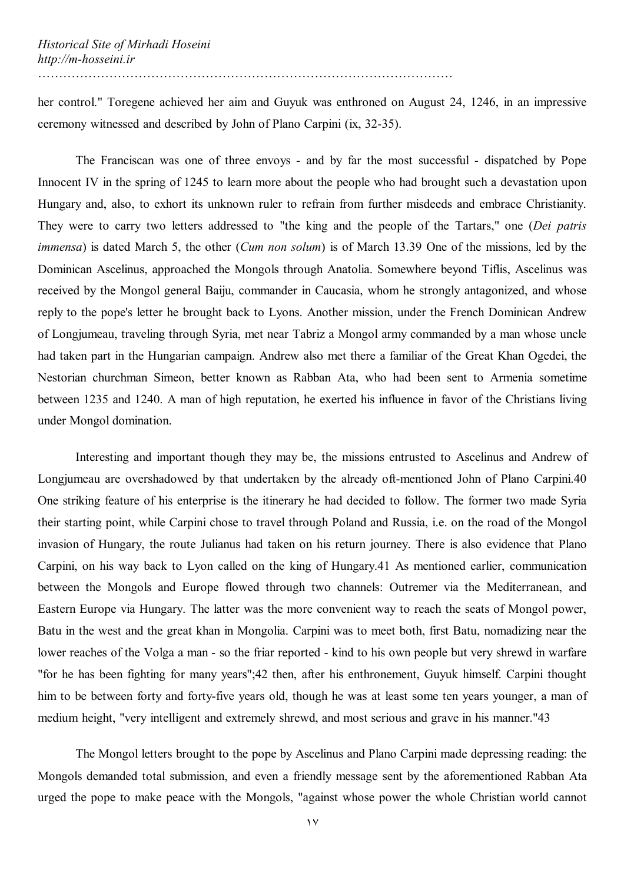her control." Toregene achieved her aim and Guyuk was enthroned on August 24, 1246, in an impressive ceremony witnessed and described by John of Plano Carpini (ix, 32-35).

The Franciscan was one of three envoys - and by far the most successful - dispatched by Pope Innocent IV in the spring of 1245 to learn more about the people who had brought such a devastation upon Hungary and, also, to exhort its unknown ruler to refrain from further misdeeds and embrace Christianity. They were to carry two letters addressed to "the king and the people of the Tartars," one (*Dei patris immensa*) is dated March 5, the other (*Cum non solum*) is of March 13.[39] One of the missions, led by the Dominican Ascelinus, approached the Mongols through Anatolia. Somewhere beyond Tiflis, Ascelinus was received by the Mongol general Baiju, commander in Caucasia, whom he strongly antagonized, and whose reply to the pope's letter he brought back to Lyons. Another mission, under the French Dominican Andrew of Longjumeau, traveling through Syria, met near Tabriz a Mongol army commanded by a man whose uncle had taken part in the Hungarian campaign. Andrew also met there a familiar of the Great Khan Ogedei, the Nestorian churchman Simeon, better known as Rabban Ata, who had been sent to Armenia sometime between 1235 and 1240. A man of high reputation, he exerted his influence in favor of the Christians living under Mongol domination.

Interesting and important though they may be, the missions entrusted to Ascelinus and Andrew of Longjumeau are overshadowed by that undertaken by the already oft-mentioned John of Plano Carpini.[40] One striking feature of his enterprise is the itinerary he had decided to follow. The former two made Syria their starting point, while Carpini chose to travel through Poland and Russia, i.e. on the road of the Mongol invasion of Hungary, the route Julianus had taken on his return journey. There is also evidence that Plano Carpini, on his way back to Lyon called on the king of Hungary.[41] As mentioned earlier, communication between the Mongols and Europe flowed through two channels: Outremer via the Mediterranean, and Eastern Europe via Hungary. The latter was the more convenient way to reach the seats of Mongol power, Batu in the west and the great khan in Mongolia. Carpini was to meet both, first Batu, nomadizing near the lower reaches of the Volga a man - so the friar reported - kind to his own people but very shrewd in warfare "for he has been fighting for many years";[42] then, after his enthronement, Guyuk himself. Carpini thought him to be between forty and forty-five years old, though he was at least some ten years younger, a man of medium height, "very intelligent and extremely shrewd, and most serious and grave in his manner."[43]

The Mongol letters brought to the pope by Ascelinus and Plano Carpini made depressing reading: the Mongols demanded total submission, and even a friendly message sent by the aforementioned Rabban Ata urged the pope to make peace with the Mongols, "against whose power the whole Christian world cannot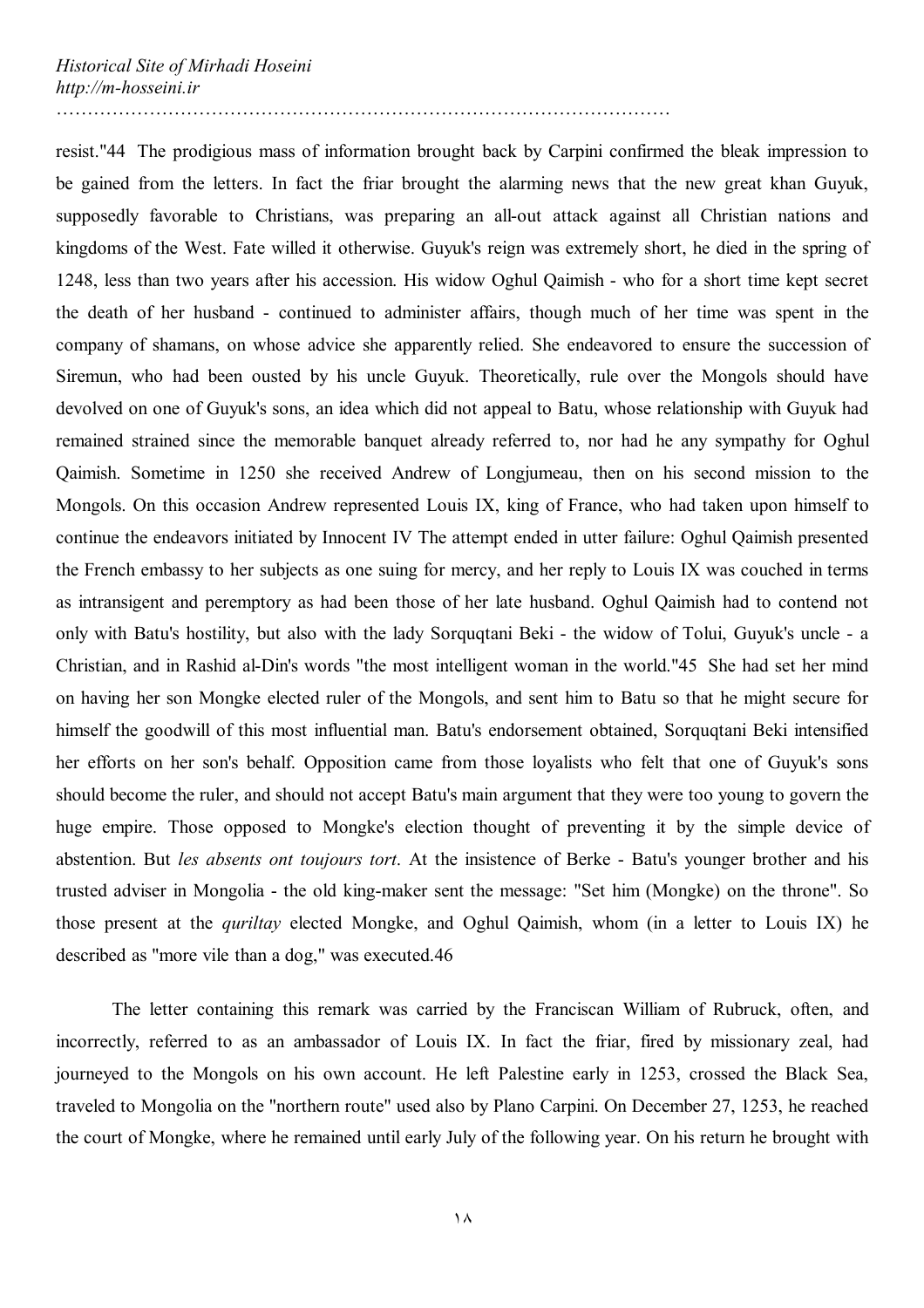resist."44 The prodigious mass of information brought back by Carpini confirmed the bleak impression to be gained from the letters. In fact the friar brought the alarming news that the new great khan Guyuk, supposedly favorable to Christians, was preparing an all-out attack against all Christian nations and kingdoms of the West. Fate willed it otherwise. Guyuk's reign was extremely short, he died in the spring of 1248, less than two years after his accession. His widow Oghul Qaimish - who for a short time kept secret the death of her husband - continued to administer affairs, though much of her time was spent in the company of shamans, on whose advice she apparently relied. She endeavored to ensure the succession of Siremun, who had been ousted by his uncle Guyuk. Theoretically, rule over the Mongols should have devolved on one of Guyuk's sons, an idea which did not appeal to Batu, whose relationship with Guyuk had remained strained since the memorable banquet already referred to, nor had he any sympathy for Oghul Qaimish. Sometime in 1250 she received Andrew of Longjumeau, then on his second mission to the Mongols. On this occasion Andrew represented Louis IX, king of France, who had taken upon himself to continue the endeavors initiated by Innocent IV The attempt ended in utter failure: Oghul Qaimish presented the French embassy to her subjects as one suing for mercy, and her reply to Louis IX was couched in terms as intransigent and peremptory as had been those of her late husband. Oghul Qaimish had to contend not only with Batu's hostility, but also with the lady Sorquqtani Beki - the widow of Tolui, Guyuk's uncle - a Christian, and in Rashid al-Din's words "the most intelligent woman in the world."45 She had set her mind on having her son Mongke elected ruler of the Mongols, and sent him to Batu so that he might secure for himself the goodwill of this most influential man. Batu's endorsement obtained, Sorquqtani Beki intensified her efforts on her son's behalf. Opposition came from those loyalists who felt that one of Guyuk's sons should become the ruler, and should not accept Batu's main argument that they were too young to govern the huge empire. Those opposed to Mongke's election thought of preventing it by the simple device of abstention. But *les absents ont toujours tort*. At the insistence of Berke - Batu's younger brother and his trusted adviser in Mongolia - the old king-maker sent the message: "Set him (Mongke) on the throne". So those present at the *quriltay* elected Mongke, and Oghul Qaimish, whom (in a letter to Louis IX) he described as "more vile than a dog," was executed.46

The letter containing this remark was carried by the Franciscan William of Rubruck, often, and incorrectly, referred to as an ambassador of Louis IX. In fact the friar, fired by missionary zeal, had journeyed to the Mongols on his own account. He left Palestine early in 1253, crossed the Black Sea, traveled to Mongolia on the "northern route" used also by Plano Carpini. On December 27, 1253, he reached the court of Mongke, where he remained until early July of the following year. On his return he brought with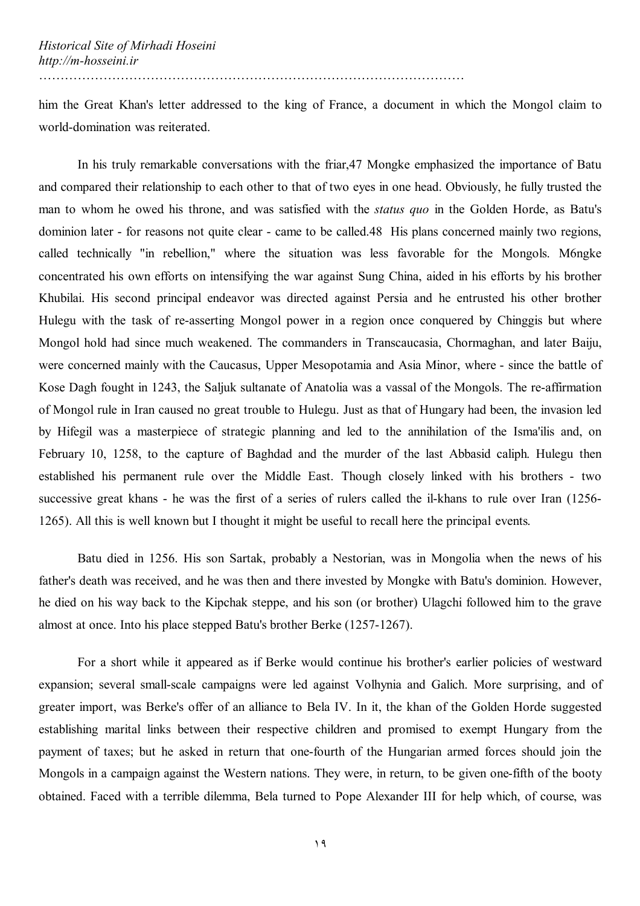him the Great Khan's letter addressed to the king of France, a document in which the Mongol claim to world-domination was reiterated.

In his truly remarkable conversations with the friar,47 Mongke emphasized the importance of Batu and compared their relationship to each other to that of two eyes in one head. Obviously, he fully trusted the man to whom he owed his throne, and was satisfied with the *status quo* in the Golden Horde, as Batu's dominion later - for reasons not quite clear - came to be called.48 His plans concerned mainly two regions, called technically "in rebellion," where the situation was less favorable for the Mongols. M6ngke concentrated his own efforts on intensifying the war against Sung China, aided in his efforts by his brother Khubilai. His second principal endeavor was directed against Persia and he entrusted his other brother Hulegu with the task of re-asserting Mongol power in a region once conquered by Chinggis but where Mongol hold had since much weakened. The commanders in Transcaucasia, Chormaghan, and later Baiju, were concerned mainly with the Caucasus, Upper Mesopotamia and Asia Minor, where - since the battle of Kose Dagh fought in 1243, the Saljuk sultanate of Anatolia was a vassal of the Mongols. The re-affirmation of Mongol rule in Iran caused no great trouble to Hulegu. Just as that of Hungary had been, the invasion led by Hifegil was a masterpiece of strategic planning and led to the annihilation of the Isma'ilis and, on February 10, 1258, to the capture of Baghdad and the murder of the last Abbasid caliph. Hulegu then established his permanent rule over the Middle East. Though closely linked with his brothers - two successive great khans - he was the first of a series of rulers called the il-khans to rule over Iran (1256-1265). All this is well known but I thought it might be useful to recall here the principal events.

Batu died in 1256. His son Sartak, probably a Nestorian, was in Mongolia when the news of his father's death was received, and he was then and there invested by Mongke with Batu's dominion. However, he died on his way back to the Kipchak steppe, and his son (or brother) Ulagchi followed him to the grave almost at once. Into his place stepped Batu's brother Berke (1257-1267).

For a short while it appeared as if Berke would continue his brother's earlier policies of westward expansion; several small-scale campaigns were led against Volhynia and Galich. More surprising, and of greater import, was Berke's offer of an alliance to Bela IV. In it, the khan of the Golden Horde suggested establishing marital links between their respective children and promised to exempt Hungary from the payment of taxes; but he asked in return that one-fourth of the Hungarian armed forces should join the Mongols in a campaign against the Western nations. They were, in return, to be given one-fifth of the booty obtained. Faced with a terrible dilemma, Bela turned to Pope Alexander III for help which, of course, was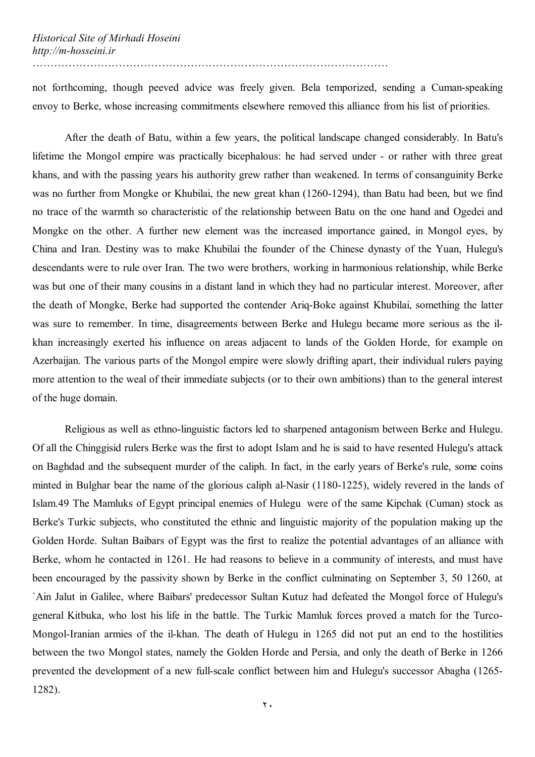not forthcoming, though peeved advice was freely given. Bela temporized, sending a Cuman-speaking envoy to Berke, whose increasing commitments elsewhere removed this alliance from his list of priorities.

After the death of Batu, within a few years, the political landscape changed considerably. In Batu's lifetime the Mongol empire was practically bicephalous: he had served under - or rather with three great khans, and with the passing years his authority grew rather than weakened. In terms of consanguinity Berke was no further from Mongke or Khubilai, the new great khan (1260-1294), than Batu had been, but we find no trace of the warmth so characteristic of the relationship between Batu on the one hand and Ogedei and Mongke on the other. A further new element was the increased importance gained, in Mongol eyes, by China and Iran. Destiny was to make Khubilai the founder of the Chinese dynasty of the Yuan, Hulegu's descendants were to rule over Iran. The two were brothers, working in harmonious relationship, while Berke was but one of their many cousins in a distant land in which they had no particular interest. Moreover, after the death of Mongke, Berke had supported the contender Ariq-Boke against Khubilai, something the latter was sure to remember. In time, disagreements between Berke and Hulegu became more serious as the il-khan increasingly exerted his influence on areas adjacent to lands of the Golden Horde, for example on Azerbaijan. The various parts of the Mongol empire were slowly drifting apart, their individual rulers paying more attention to the weal of their immediate subjects (or to their own ambitions) than to the general interest of the huge domain.

Religious as well as ethno-linguistic factors led to sharpened antagonism between Berke and Hulegu. Of all the Chinggisid rulers Berke was the first to adopt Islam and he is said to have resented Hulegu's attack on Baghdad and the subsequent murder of the caliph. In fact, in the early years of Berke's rule, some coins minted in Bulghar bear the name of the glorious caliph al-Nasir (1180-1225), widely revered in the lands of Islam.49 The Mamluks of Egypt principal enemies of Hulegu were of the same Kipchak (Cuman) stock as Berke's Turkic subjects, who constituted the ethnic and linguistic majority of the population making up the Golden Horde. Sultan Baibars of Egypt was the first to realize the potential advantages of an alliance with Berke, whom he contacted in 1261. He had reasons to believe in a community of interests, and must have been encouraged by the passivity shown by Berke in the conflict culminating on September 3, 50 1260, at `Ain Jalut in Galilee, where Baibars' predecessor Sultan Kutuz had defeated the Mongol force of Hulegu's general Kitbuka, who lost his life in the battle. The Turkic Mamluk forces proved a match for the Turco-Mongol-Iranian armies of the il-khan. The death of Hulegu in 1265 did not put an end to the hostilities between the two Mongol states, namely the Golden Horde and Persia, and only the death of Berke in 1266 prevented the development of a new full-scale conflict between him and Hulegu's successor Abagha (1265-1282).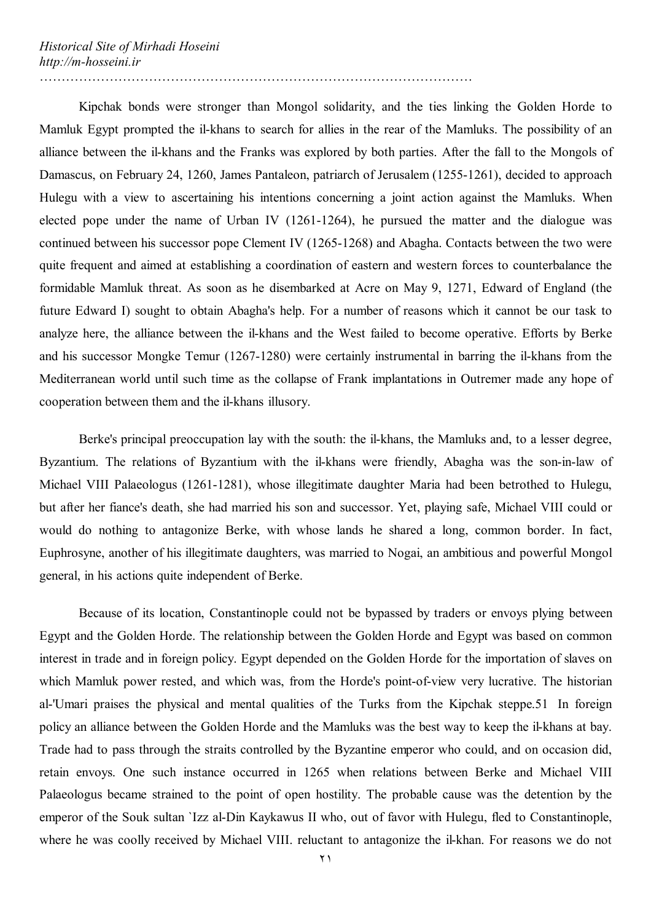Kipchak bonds were stronger than Mongol solidarity, and the ties linking the Golden Horde to Mamluk Egypt prompted the il-khans to search for allies in the rear of the Mamluks. The possibility of an alliance between the il-khans and the Franks was explored by both parties. After the fall to the Mongols of Damascus, on February 24, 1260, James Pantaleon, patriarch of Jerusalem (1255-1261), decided to approach Hulegu with a view to ascertaining his intentions concerning a joint action against the Mamluks. When elected pope under the name of Urban IV (1261-1264), he pursued the matter and the dialogue was continued between his successor pope Clement IV (1265-1268) and Abagha. Contacts between the two were quite frequent and aimed at establishing a coordination of eastern and western forces to counterbalance the formidable Mamluk threat. As soon as he disembarked at Acre on May 9, 1271, Edward of England (the future Edward I) sought to obtain Abagha's help. For a number of reasons which it cannot be our task to analyze here, the alliance between the il-khans and the West failed to become operative. Efforts by Berke and his successor Mongke Temur (1267-1280) were certainly instrumental in barring the il-khans from the Mediterranean world until such time as the collapse of Frank implantations in Outremer made any hope of cooperation between them and the il-khans illusory.

Berke's principal preoccupation lay with the south: the il-khans, the Mamluks and, to a lesser degree, Byzantium. The relations of Byzantium with the il-khans were friendly, Abagha was the son-in-law of Michael VIII Palaeologus (1261-1281), whose illegitimate daughter Maria had been betrothed to Hulegu, but after her fiance's death, she had married his son and successor. Yet, playing safe, Michael VIII could or would do nothing to antagonize Berke, with whose lands he shared a long, common border. In fact, Euphrosyne, another of his illegitimate daughters, was married to Nogai, an ambitious and powerful Mongol general, in his actions quite independent of Berke.

Because of its location, Constantinople could not be bypassed by traders or envoys plying between Egypt and the Golden Horde. The relationship between the Golden Horde and Egypt was based on common interest in trade and in foreign policy. Egypt depended on the Golden Horde for the importation of slaves on which Mamluk power rested, and which was, from the Horde's point-of-view very lucrative. The historian al-'Umari praises the physical and mental qualities of the Turks from the Kipchak steppe.[51] In foreign policy an alliance between the Golden Horde and the Mamluks was the best way to keep the il-khans at bay. Trade had to pass through the straits controlled by the Byzantine emperor who could, and on occasion did, retain envoys. One such instance occurred in 1265 when relations between Berke and Michael VIII Palaeologus became strained to the point of open hostility. The probable cause was the detention by the emperor of the Souk sultan `Izz al-Din Kaykawus II who, out of favor with Hulegu, fled to Constantinople, where he was coolly received by Michael VIII. reluctant to antagonize the il-khan. For reasons we do not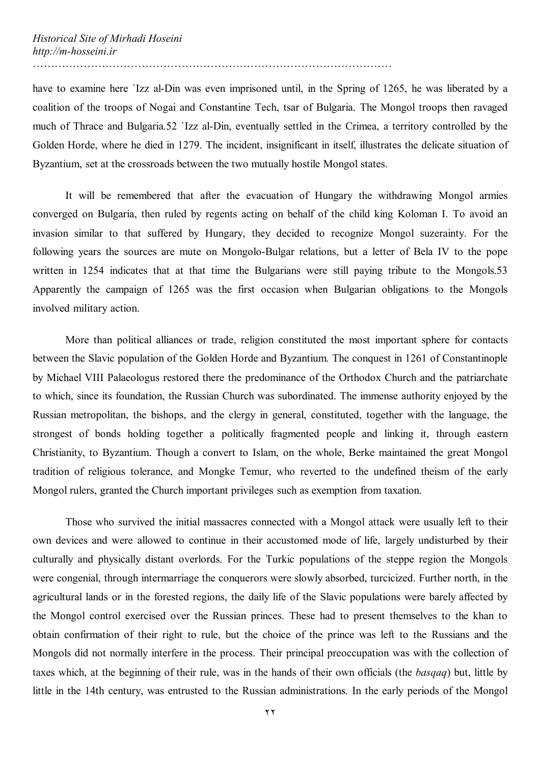have to examine here `Izz al-Din was even imprisoned until, in the Spring of 1265, he was liberated by a coalition of the troops of Nogai and Constantine Tech, tsar of Bulgaria. The Mongol troops then ravaged much of Thrace and Bulgaria.52 `Izz al-Din, eventually settled in the Crimea, a territory controlled by the Golden Horde, where he died in 1279. The incident, insignificant in itself, illustrates the delicate situation of Byzantium, set at the crossroads between the two mutually hostile Mongol states.

It will be remembered that after the evacuation of Hungary the withdrawing Mongol armies converged on Bulgaria, then ruled by regents acting on behalf of the child king Koloman I. To avoid an invasion similar to that suffered by Hungary, they decided to recognize Mongol suzerainty. For the following years the sources are mute on Mongolo-Bulgar relations, but a letter of Bela IV to the pope written in 1254 indicates that at that time the Bulgarians were still paying tribute to the Mongols.53 Apparently the campaign of 1265 was the first occasion when Bulgarian obligations to the Mongols involved military action.

More than political alliances or trade, religion constituted the most important sphere for contacts between the Slavic population of the Golden Horde and Byzantium. The conquest in 1261 of Constantinople by Michael VIII Palaeologus restored there the predominance of the Orthodox Church and the patriarchate to which, since its foundation, the Russian Church was subordinated. The immense authority enjoyed by the Russian metropolitan, the bishops, and the clergy in general, constituted, together with the language, the strongest of bonds holding together a politically fragmented people and linking it, through eastern Christianity, to Byzantium. Though a convert to Islam, on the whole, Berke maintained the great Mongol tradition of religious tolerance, and Mongke Temur, who reverted to the undefined theism of the early Mongol rulers, granted the Church important privileges such as exemption from taxation.

Those who survived the initial massacres connected with a Mongol attack were usually left to their own devices and were allowed to continue in their accustomed mode of life, largely undisturbed by their culturally and physically distant overlords. For the Turkic populations of the steppe region the Mongols were congenial, through intermarriage the conquerors were slowly absorbed, turcicized. Further north, in the agricultural lands or in the forested regions, the daily life of the Slavic populations were barely affected by the Mongol control exercised over the Russian princes. These had to present themselves to the khan to obtain confirmation of their right to rule, but the choice of the prince was left to the Russians and the Mongols did not normally interfere in the process. Their principal preoccupation was with the collection of taxes which, at the beginning of their rule, was in the hands of their own officials (the *basqaq*) but, little by little in the 14th century, was entrusted to the Russian administrations. In the early periods of the Mongol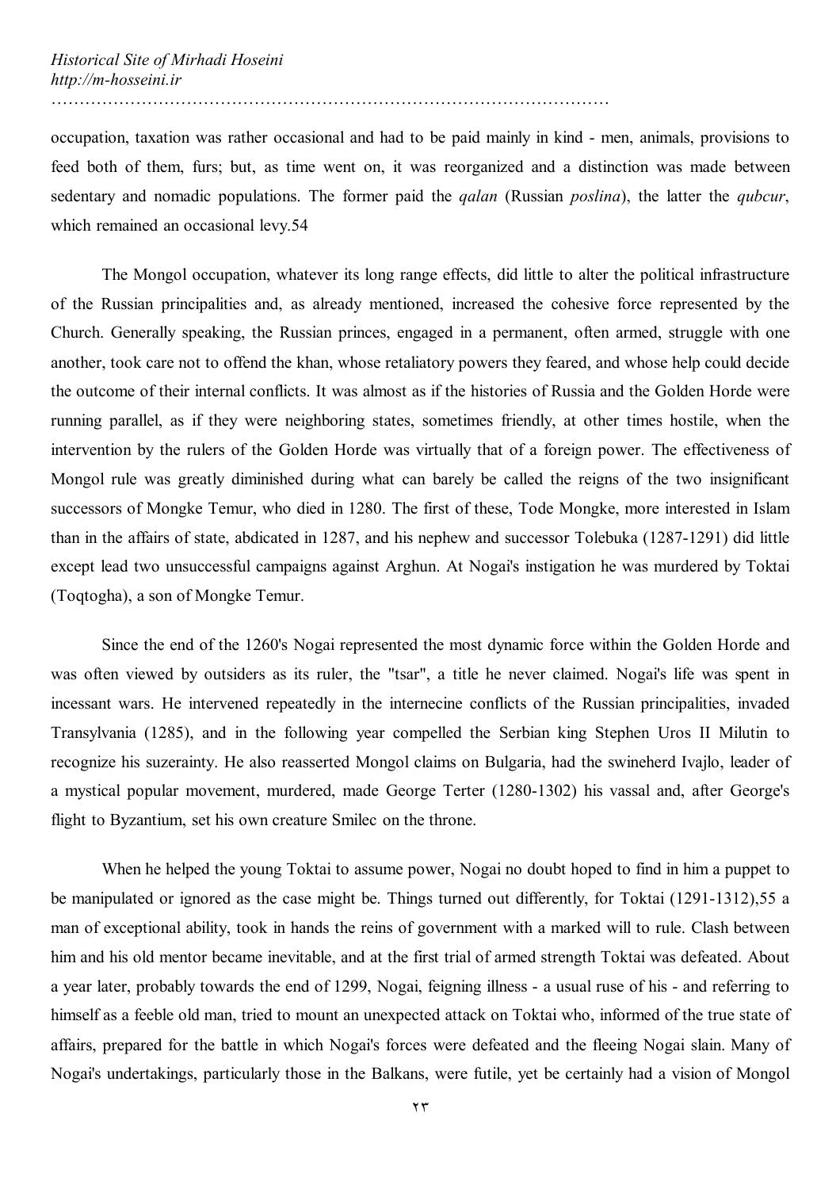occupation, taxation was rather occasional and had to be paid mainly in kind - men, animals, provisions to feed both of them, furs; but, as time went on, it was reorganized and a distinction was made between sedentary and nomadic populations. The former paid the *qalan* (Russian *poslina*), the latter the *qubcur*, which remained an occasional levy.54

The Mongol occupation, whatever its long range effects, did little to alter the political infrastructure of the Russian principalities and, as already mentioned, increased the cohesive force represented by the Church. Generally speaking, the Russian princes, engaged in a permanent, often armed, struggle with one another, took care not to offend the khan, whose retaliatory powers they feared, and whose help could decide the outcome of their internal conflicts. It was almost as if the histories of Russia and the Golden Horde were running parallel, as if they were neighboring states, sometimes friendly, at other times hostile, when the intervention by the rulers of the Golden Horde was virtually that of a foreign power. The effectiveness of Mongol rule was greatly diminished during what can barely be called the reigns of the two insignificant successors of Mongke Temur, who died in 1280. The first of these, Tode Mongke, more interested in Islam than in the affairs of state, abdicated in 1287, and his nephew and successor Tolebuka (1287-1291) did little except lead two unsuccessful campaigns against Arghun. At Nogai's instigation he was murdered by Toktai (Toqtogha), a son of Mongke Temur.

Since the end of the 1260's Nogai represented the most dynamic force within the Golden Horde and was often viewed by outsiders as its ruler, the "tsar", a title he never claimed. Nogai's life was spent in incessant wars. He intervened repeatedly in the internecine conflicts of the Russian principalities, invaded Transylvania (1285), and in the following year compelled the Serbian king Stephen Uros II Milutin to recognize his suzerainty. He also reasserted Mongol claims on Bulgaria, had the swineherd Ivajlo, leader of a mystical popular movement, murdered, made George Terter (1280-1302) his vassal and, after George's flight to Byzantium, set his own creature Smilec on the throne.

When he helped the young Toktai to assume power, Nogai no doubt hoped to find in him a puppet to be manipulated or ignored as the case might be. Things turned out differently, for Toktai (1291-1312),55 a man of exceptional ability, took in hands the reins of government with a marked will to rule. Clash between him and his old mentor became inevitable, and at the first trial of armed strength Toktai was defeated. About a year later, probably towards the end of 1299, Nogai, feigning illness - a usual ruse of his - and referring to himself as a feeble old man, tried to mount an unexpected attack on Toktai who, informed of the true state of affairs, prepared for the battle in which Nogai's forces were defeated and the fleeing Nogai slain. Many of Nogai's undertakings, particularly those in the Balkans, were futile, yet be certainly had a vision of Mongol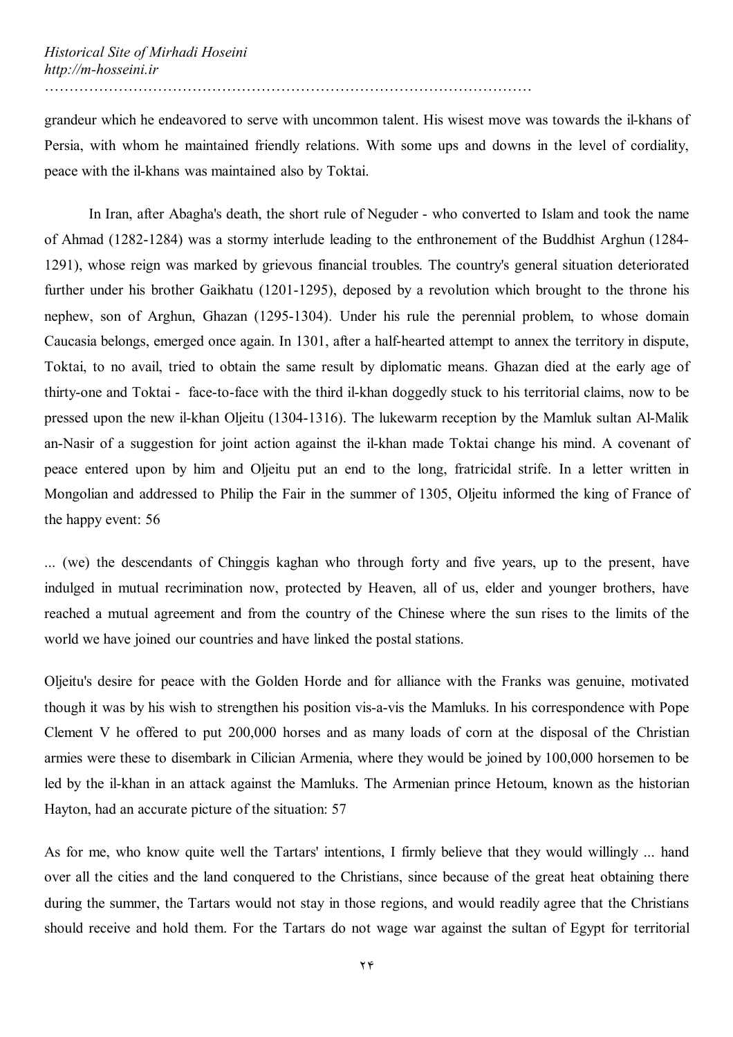grandeur which he endeavored to serve with uncommon talent. His wisest move was towards the il-khans of Persia, with whom he maintained friendly relations. With some ups and downs in the level of cordiality, peace with the il-khans was maintained also by Toktai.

In Iran, after Abagha's death, the short rule of Neguder - who converted to Islam and took the name of Ahmad (1282-1284) was a stormy interlude leading to the enthronement of the Buddhist Arghun (1284-1291), whose reign was marked by grievous financial troubles. The country's general situation deteriorated further under his brother Gaikhatu (1201-1295), deposed by a revolution which brought to the throne his nephew, son of Arghun, Ghazan (1295-1304). Under his rule the perennial problem, to whose domain Caucasia belongs, emerged once again. In 1301, after a half-hearted attempt to annex the territory in dispute, Toktai, to no avail, tried to obtain the same result by diplomatic means. Ghazan died at the early age of thirty-one and Toktai - face-to-face with the third il-khan doggedly stuck to his territorial claims, now to be pressed upon the new il-khan Oljeitu (1304-1316). The lukewarm reception by the Mamluk sultan Al-Malik an-Nasir of a suggestion for joint action against the il-khan made Toktai change his mind. A covenant of peace entered upon by him and Oljeitu put an end to the long, fratricidal strife. In a letter written in Mongolian and addressed to Philip the Fair in the summer of 1305, Oljeitu informed the king of France of the happy event: 56

... (we) the descendants of Chinggis kaghan who through forty and five years, up to the present, have indulged in mutual recrimination now, protected by Heaven, all of us, elder and younger brothers, have reached a mutual agreement and from the country of the Chinese where the sun rises to the limits of the world we have joined our countries and have linked the postal stations.

Oljeitu's desire for peace with the Golden Horde and for alliance with the Franks was genuine, motivated though it was by his wish to strengthen his position vis-a-vis the Mamluks. In his correspondence with Pope Clement V he offered to put 200,000 horses and as many loads of corn at the disposal of the Christian armies were these to disembark in Cilician Armenia, where they would be joined by 100,000 horsemen to be led by the il-khan in an attack against the Mamluks. The Armenian prince Hetoum, known as the historian Hayton, had an accurate picture of the situation: 57

As for me, who know quite well the Tartars' intentions, I firmly believe that they would willingly ... hand over all the cities and the land conquered to the Christians, since because of the great heat obtaining there during the summer, the Tartars would not stay in those regions, and would readily agree that the Christians should receive and hold them. For the Tartars do not wage war against the sultan of Egypt for territorial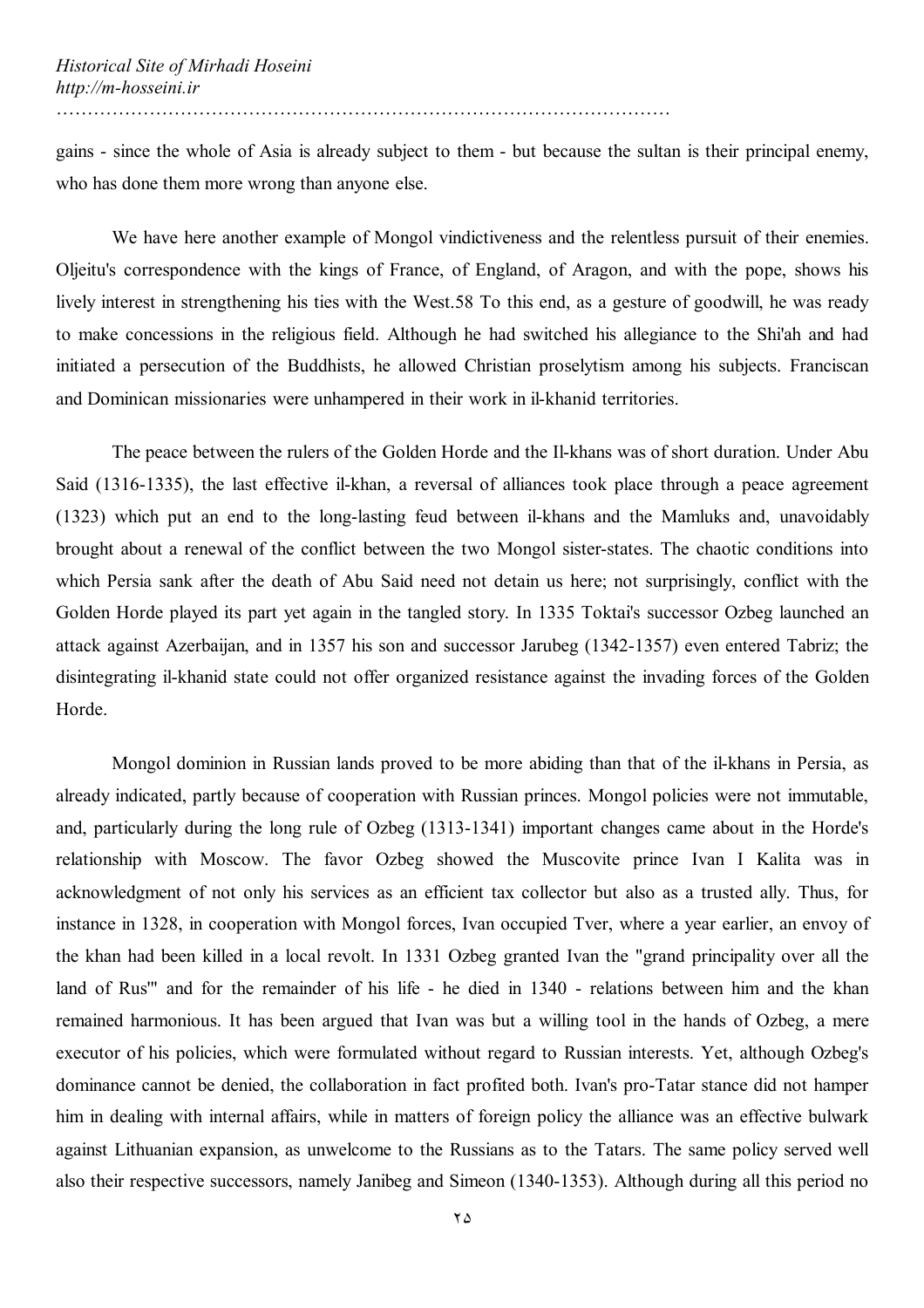gains - since the whole of Asia is already subject to them - but because the sultan is their principal enemy, who has done them more wrong than anyone else.

We have here another example of Mongol vindictiveness and the relentless pursuit of their enemies. Oljeitu's correspondence with the kings of France, of England, of Aragon, and with the pope, shows his lively interest in strengthening his ties with the West.58 To this end, as a gesture of goodwill, he was ready to make concessions in the religious field. Although he had switched his allegiance to the Shi'ah and had initiated a persecution of the Buddhists, he allowed Christian proselytism among his subjects. Franciscan and Dominican missionaries were unhampered in their work in il-khanid territories.

The peace between the rulers of the Golden Horde and the Il-khans was of short duration. Under Abu Said (1316-1335), the last effective il-khan, a reversal of alliances took place through a peace agreement (1323) which put an end to the long-lasting feud between il-khans and the Mamluks and, unavoidably brought about a renewal of the conflict between the two Mongol sister-states. The chaotic conditions into which Persia sank after the death of Abu Said need not detain us here; not surprisingly, conflict with the Golden Horde played its part yet again in the tangled story. In 1335 Toktai's successor Ozbeg launched an attack against Azerbaijan, and in 1357 his son and successor Jarubeg (1342-1357) even entered Tabriz; the disintegrating il-khanid state could not offer organized resistance against the invading forces of the Golden Horde.

Mongol dominion in Russian lands proved to be more abiding than that of the il-khans in Persia, as already indicated, partly because of cooperation with Russian princes. Mongol policies were not immutable, and, particularly during the long rule of Ozbeg (1313-1341) important changes came about in the Horde's relationship with Moscow. The favor Ozbeg showed the Muscovite prince Ivan I Kalita was in acknowledgment of not only his services as an efficient tax collector but also as a trusted ally. Thus, for instance in 1328, in cooperation with Mongol forces, Ivan occupied Tver, where a year earlier, an envoy of the khan had been killed in a local revolt. In 1331 Ozbeg granted Ivan the "grand principality over all the land of Rus'" and for the remainder of his life - he died in 1340 - relations between him and the khan remained harmonious. It has been argued that Ivan was but a willing tool in the hands of Ozbeg, a mere executor of his policies, which were formulated without regard to Russian interests. Yet, although Ozbeg's dominance cannot be denied, the collaboration in fact profited both. Ivan's pro-Tatar stance did not hamper him in dealing with internal affairs, while in matters of foreign policy the alliance was an effective bulwark against Lithuanian expansion, as unwelcome to the Russians as to the Tatars. The same policy served well also their respective successors, namely Janibeg and Simeon (1340-1353). Although during all this period no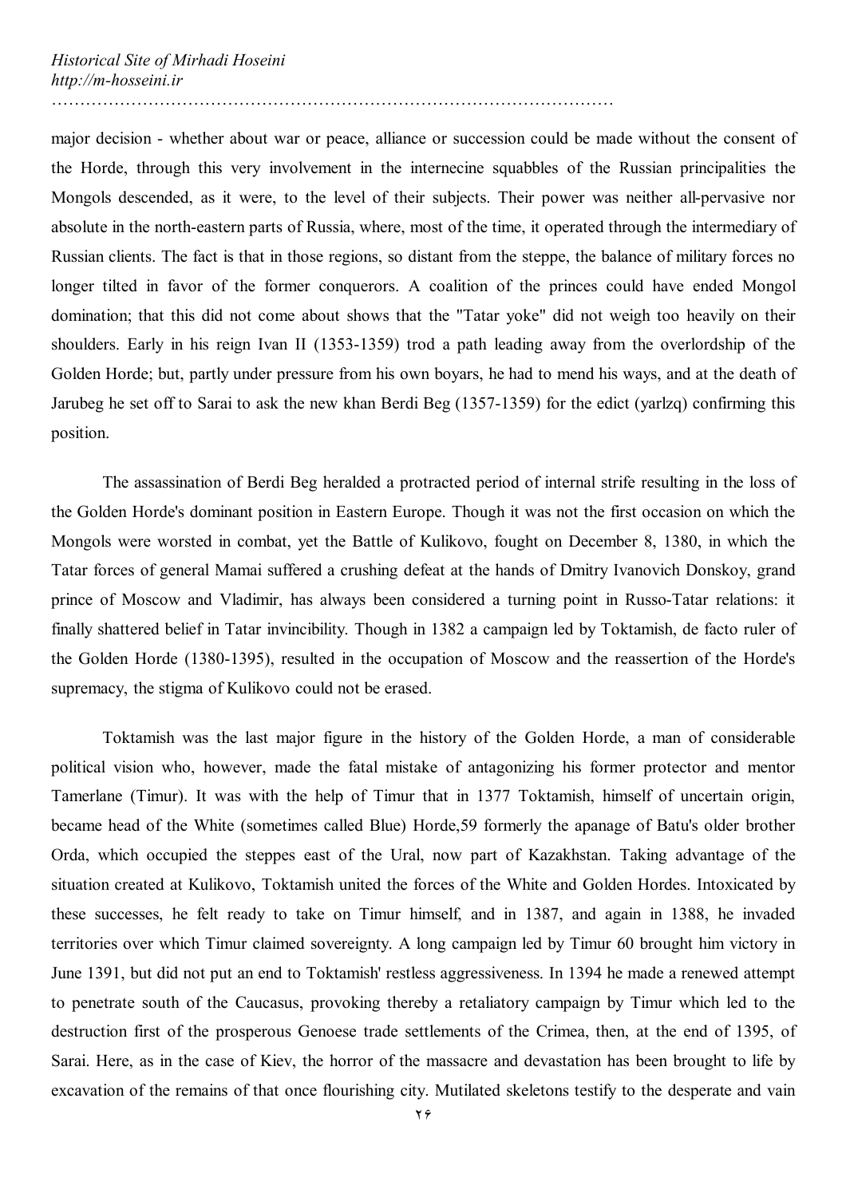major decision - whether about war or peace, alliance or succession could be made without the consent of the Horde, through this very involvement in the internecine squabbles of the Russian principalities the Mongols descended, as it were, to the level of their subjects. Their power was neither all-pervasive nor absolute in the north-eastern parts of Russia, where, most of the time, it operated through the intermediary of Russian clients. The fact is that in those regions, so distant from the steppe, the balance of military forces no longer tilted in favor of the former conquerors. A coalition of the princes could have ended Mongol domination; that this did not come about shows that the "Tatar yoke" did not weigh too heavily on their shoulders. Early in his reign Ivan II (1353-1359) trod a path leading away from the overlordship of the Golden Horde; but, partly under pressure from his own boyars, he had to mend his ways, and at the death of Jarubeg he set off to Sarai to ask the new khan Berdi Beg (1357-1359) for the edict (yarlzq) confirming this position.

The assassination of Berdi Beg heralded a protracted period of internal strife resulting in the loss of the Golden Horde's dominant position in Eastern Europe. Though it was not the first occasion on which the Mongols were worsted in combat, yet the Battle of Kulikovo, fought on December 8, 1380, in which the Tatar forces of general Mamai suffered a crushing defeat at the hands of Dmitry Ivanovich Donskoy, grand prince of Moscow and Vladimir, has always been considered a turning point in Russo-Tatar relations: it finally shattered belief in Tatar invincibility. Though in 1382 a campaign led by Toktamish, de facto ruler of the Golden Horde (1380-1395), resulted in the occupation of Moscow and the reassertion of the Horde's supremacy, the stigma of Kulikovo could not be erased.

Toktamish was the last major figure in the history of the Golden Horde, a man of considerable political vision who, however, made the fatal mistake of antagonizing his former protector and mentor Tamerlane (Timur). It was with the help of Timur that in 1377 Toktamish, himself of uncertain origin, became head of the White (sometimes called Blue) Horde,59 formerly the apanage of Batu's older brother Orda, which occupied the steppes east of the Ural, now part of Kazakhstan. Taking advantage of the situation created at Kulikovo, Toktamish united the forces of the White and Golden Hordes. Intoxicated by these successes, he felt ready to take on Timur himself, and in 1387, and again in 1388, he invaded territories over which Timur claimed sovereignty. A long campaign led by Timur 60 brought him victory in June 1391, but did not put an end to Toktamish' restless aggressiveness. In 1394 he made a renewed attempt to penetrate south of the Caucasus, provoking thereby a retaliatory campaign by Timur which led to the destruction first of the prosperous Genoese trade settlements of the Crimea, then, at the end of 1395, of Sarai. Here, as in the case of Kiev, the horror of the massacre and devastation has been brought to life by excavation of the remains of that once flourishing city. Mutilated skeletons testify to the desperate and vain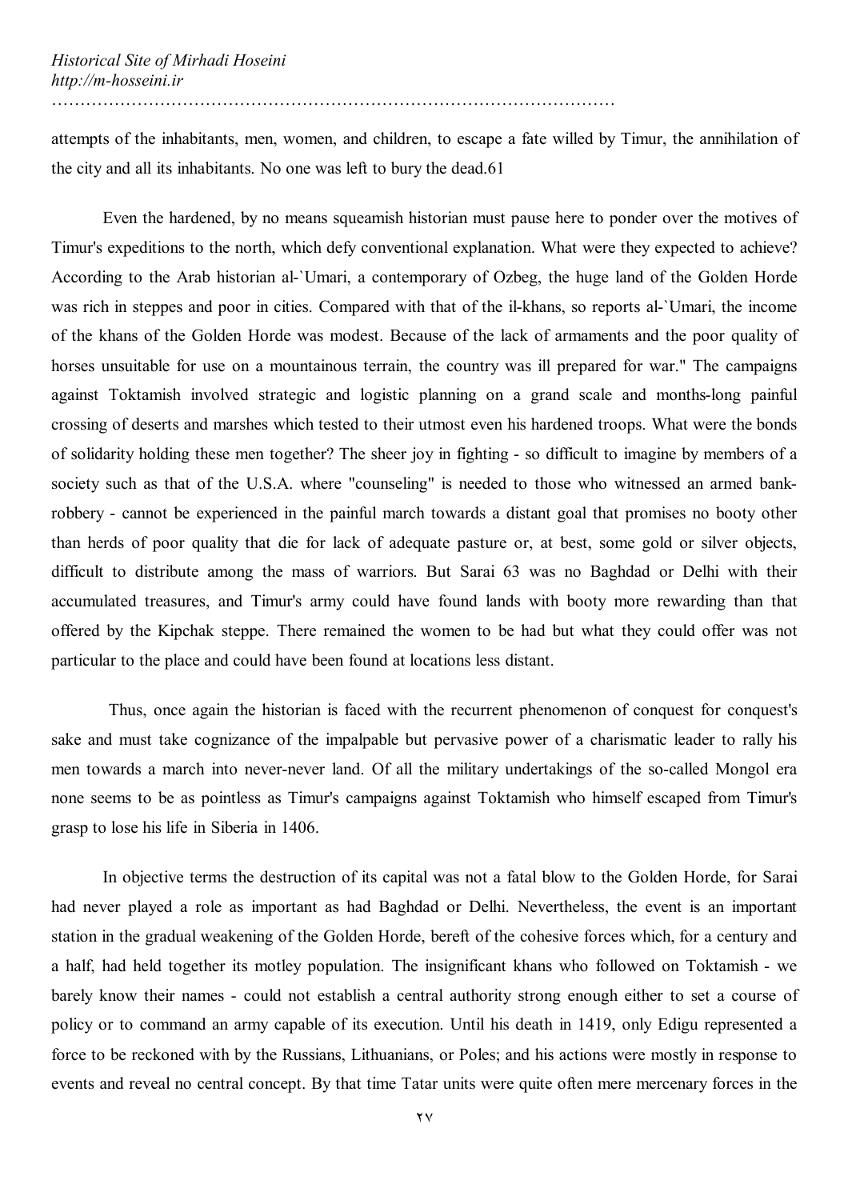attempts of the inhabitants, men, women, and children, to escape a fate willed by Timur, the annihilation of the city and all its inhabitants. No one was left to bury the dead.61

Even the hardened, by no means squeamish historian must pause here to ponder over the motives of Timur's expeditions to the north, which defy conventional explanation. What were they expected to achieve? According to the Arab historian al-`Umari, a contemporary of Ozbeg, the huge land of the Golden Horde was rich in steppes and poor in cities. Compared with that of the il-khans, so reports al-`Umari, the income of the khans of the Golden Horde was modest. Because of the lack of armaments and the poor quality of horses unsuitable for use on a mountainous terrain, the country was ill prepared for war." The campaigns against Toktamish involved strategic and logistic planning on a grand scale and months-long painful crossing of deserts and marshes which tested to their utmost even his hardened troops. What were the bonds of solidarity holding these men together? The sheer joy in fighting - so difficult to imagine by members of a society such as that of the U.S.A. where "counseling" is needed to those who witnessed an armed bank-robbery - cannot be experienced in the painful march towards a distant goal that promises no booty other than herds of poor quality that die for lack of adequate pasture or, at best, some gold or silver objects, difficult to distribute among the mass of warriors. But Sarai 63 was no Baghdad or Delhi with their accumulated treasures, and Timur's army could have found lands with booty more rewarding than that offered by the Kipchak steppe. There remained the women to be had but what they could offer was not particular to the place and could have been found at locations less distant.

Thus, once again the historian is faced with the recurrent phenomenon of conquest for conquest's sake and must take cognizance of the impalpable but pervasive power of a charismatic leader to rally his men towards a march into never-never land. Of all the military undertakings of the so-called Mongol era none seems to be as pointless as Timur's campaigns against Toktamish who himself escaped from Timur's grasp to lose his life in Siberia in 1406.

In objective terms the destruction of its capital was not a fatal blow to the Golden Horde, for Sarai had never played a role as important as had Baghdad or Delhi. Nevertheless, the event is an important station in the gradual weakening of the Golden Horde, bereft of the cohesive forces which, for a century and a half, had held together its motley population. The insignificant khans who followed on Toktamish - we barely know their names - could not establish a central authority strong enough either to set a course of policy or to command an army capable of its execution. Until his death in 1419, only Edigu represented a force to be reckoned with by the Russians, Lithuanians, or Poles; and his actions were mostly in response to events and reveal no central concept. By that time Tatar units were quite often mere mercenary forces in the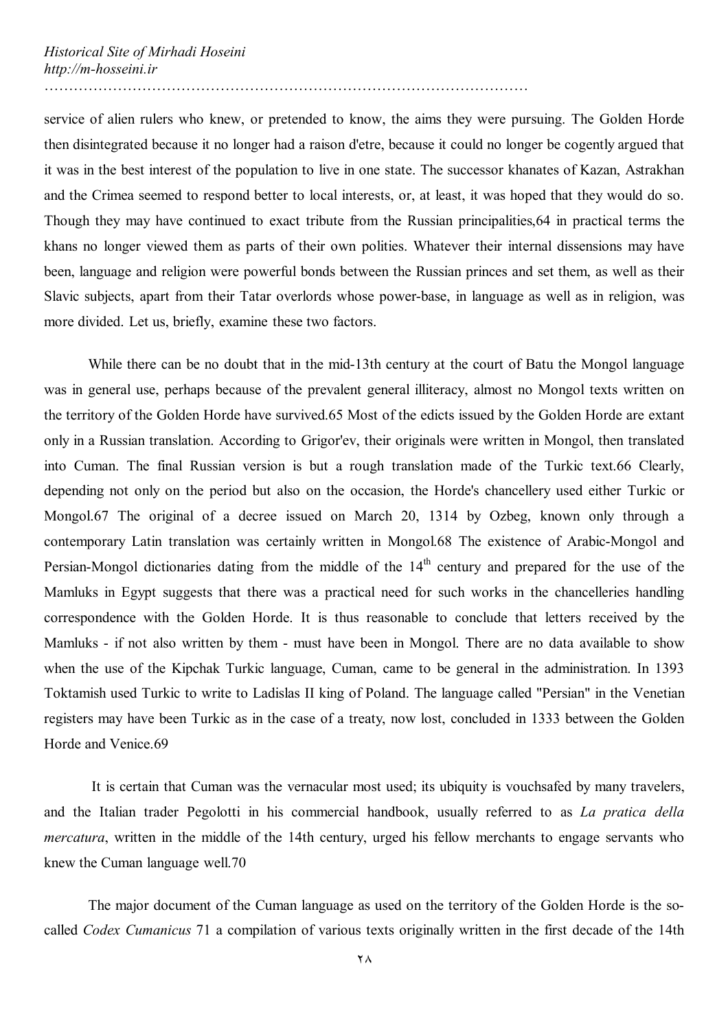service of alien rulers who knew, or pretended to know, the aims they were pursuing. The Golden Horde then disintegrated because it no longer had a raison d'etre, because it could no longer be cogently argued that it was in the best interest of the population to live in one state. The successor khanates of Kazan, Astrakhan and the Crimea seemed to respond better to local interests, or, at least, it was hoped that they would do so. Though they may have continued to exact tribute from the Russian principalities,64 in practical terms the khans no longer viewed them as parts of their own polities. Whatever their internal dissensions may have been, language and religion were powerful bonds between the Russian princes and set them, as well as their Slavic subjects, apart from their Tatar overlords whose power-base, in language as well as in religion, was more divided. Let us, briefly, examine these two factors.

While there can be no doubt that in the mid-13th century at the court of Batu the Mongol language was in general use, perhaps because of the prevalent general illiteracy, almost no Mongol texts written on the territory of the Golden Horde have survived.65 Most of the edicts issued by the Golden Horde are extant only in a Russian translation. According to Grigor'ev, their originals were written in Mongol, then translated into Cuman. The final Russian version is but a rough translation made of the Turkic text.66 Clearly, depending not only on the period but also on the occasion, the Horde's chancellery used either Turkic or Mongol.67 The original of a decree issued on March 20, 1314 by Ozbeg, known only through a contemporary Latin translation was certainly written in Mongol.68 The existence of Arabic-Mongol and Persian-Mongol dictionaries dating from the middle of the 14th century and prepared for the use of the Mamluks in Egypt suggests that there was a practical need for such works in the chancelleries handling correspondence with the Golden Horde. It is thus reasonable to conclude that letters received by the Mamluks - if not also written by them - must have been in Mongol. There are no data available to show when the use of the Kipchak Turkic language, Cuman, came to be general in the administration. In 1393 Toktamish used Turkic to write to Ladislas II king of Poland. The language called "Persian" in the Venetian registers may have been Turkic as in the case of a treaty, now lost, concluded in 1333 between the Golden Horde and Venice.69

It is certain that Cuman was the vernacular most used; its ubiquity is vouchsafed by many travelers, and the Italian trader Pegolotti in his commercial handbook, usually referred to as *La pratica della mercatura*, written in the middle of the 14th century, urged his fellow merchants to engage servants who knew the Cuman language well.70

The major document of the Cuman language as used on the territory of the Golden Horde is the so-called *Codex Cumanicus* 71 a compilation of various texts originally written in the first decade of the 14th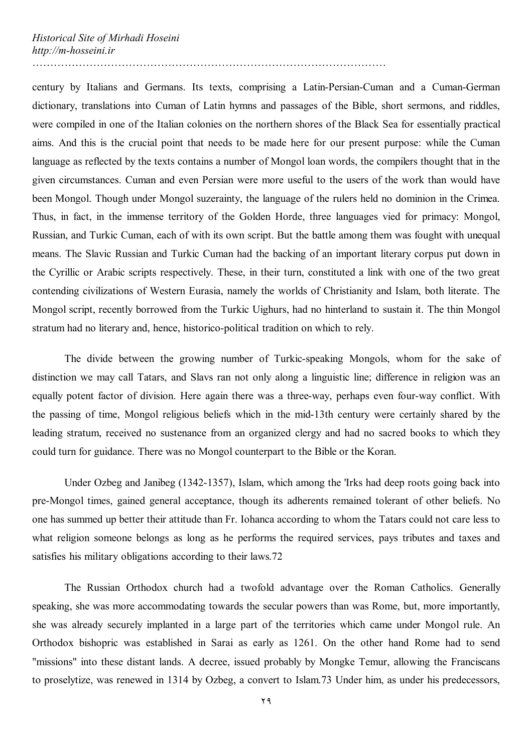century by Italians and Germans. Its texts, comprising a Latin-Persian-Cuman and a Cuman-German dictionary, translations into Cuman of Latin hymns and passages of the Bible, short sermons, and riddles, were compiled in one of the Italian colonies on the northern shores of the Black Sea for essentially practical aims. And this is the crucial point that needs to be made here for our present purpose: while the Cuman language as reflected by the texts contains a number of Mongol loan words, the compilers thought that in the given circumstances. Cuman and even Persian were more useful to the users of the work than would have been Mongol. Though under Mongol suzerainty, the language of the rulers held no dominion in the Crimea. Thus, in fact, in the immense territory of the Golden Horde, three languages vied for primacy: Mongol, Russian, and Turkic Cuman, each of with its own script. But the battle among them was fought with unequal means. The Slavic Russian and Turkic Cuman had the backing of an important literary corpus put down in the Cyrillic or Arabic scripts respectively. These, in their turn, constituted a link with one of the two great contending civilizations of Western Eurasia, namely the worlds of Christianity and Islam, both literate. The Mongol script, recently borrowed from the Turkic Uighurs, had no hinterland to sustain it. The thin Mongol stratum had no literary and, hence, historico-political tradition on which to rely.

The divide between the growing number of Turkic-speaking Mongols, whom for the sake of distinction we may call Tatars, and Slavs ran not only along a linguistic line; difference in religion was an equally potent factor of division. Here again there was a three-way, perhaps even four-way conflict. With the passing of time, Mongol religious beliefs which in the mid-13th century were certainly shared by the leading stratum, received no sustenance from an organized clergy and had no sacred books to which they could turn for guidance. There was no Mongol counterpart to the Bible or the Koran.

Under Ozbeg and Janibeg (1342-1357), Islam, which among the 'Irks had deep roots going back into pre-Mongol times, gained general acceptance, though its adherents remained tolerant of other beliefs. No one has summed up better their attitude than Fr. Iohanca according to whom the Tatars could not care less to what religion someone belongs as long as he performs the required services, pays tributes and taxes and satisfies his military obligations according to their laws.72

The Russian Orthodox church had a twofold advantage over the Roman Catholics. Generally speaking, she was more accommodating towards the secular powers than was Rome, but, more importantly, she was already securely implanted in a large part of the territories which came under Mongol rule. An Orthodox bishopric was established in Sarai as early as 1261. On the other hand Rome had to send "missions" into these distant lands. A decree, issued probably by Mongke Temur, allowing the Franciscans to proselytize, was renewed in 1314 by Ozbeg, a convert to Islam.73 Under him, as under his predecessors,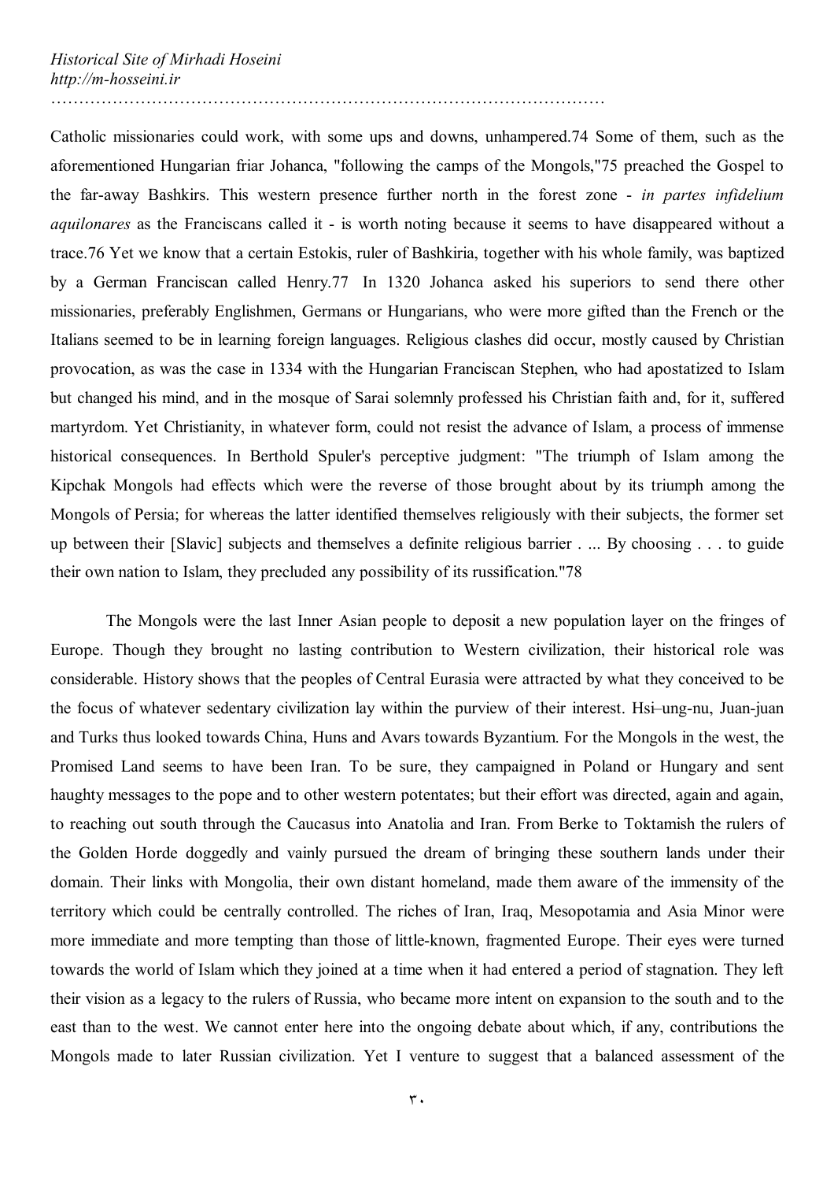Catholic missionaries could work, with some ups and downs, unhampered.74 Some of them, such as the aforementioned Hungarian friar Johanca, "following the camps of the Mongols,"75 preached the Gospel to the far-away Bashkirs. This western presence further north in the forest zone - *in partes infidelium aquilonares* as the Franciscans called it - is worth noting because it seems to have disappeared without a trace.76 Yet we know that a certain Estokis, ruler of Bashkiria, together with his whole family, was baptized by a German Franciscan called Henry.77 In 1320 Johanca asked his superiors to send there other missionaries, preferably Englishmen, Germans or Hungarians, who were more gifted than the French or the Italians seemed to be in learning foreign languages. Religious clashes did occur, mostly caused by Christian provocation, as was the case in 1334 with the Hungarian Franciscan Stephen, who had apostatized to Islam but changed his mind, and in the mosque of Sarai solemnly professed his Christian faith and, for it, suffered martyrdom. Yet Christianity, in whatever form, could not resist the advance of Islam, a process of immense historical consequences. In Berthold Spuler's perceptive judgment: "The triumph of Islam among the Kipchak Mongols had effects which were the reverse of those brought about by its triumph among the Mongols of Persia; for whereas the latter identified themselves religiously with their subjects, the former set up between their [Slavic] subjects and themselves a definite religious barrier . ... By choosing . . . to guide their own nation to Islam, they precluded any possibility of its russification."78

The Mongols were the last Inner Asian people to deposit a new population layer on the fringes of Europe. Though they brought no lasting contribution to Western civilization, their historical role was considerable. History shows that the peoples of Central Eurasia were attracted by what they conceived to be the focus of whatever sedentary civilization lay within the purview of their interest. Hsi–ung-nu, Juan-juan and Turks thus looked towards China, Huns and Avars towards Byzantium. For the Mongols in the west, the Promised Land seems to have been Iran. To be sure, they campaigned in Poland or Hungary and sent haughty messages to the pope and to other western potentates; but their effort was directed, again and again, to reaching out south through the Caucasus into Anatolia and Iran. From Berke to Toktamish the rulers of the Golden Horde doggedly and vainly pursued the dream of bringing these southern lands under their domain. Their links with Mongolia, their own distant homeland, made them aware of the immensity of the territory which could be centrally controlled. The riches of Iran, Iraq, Mesopotamia and Asia Minor were more immediate and more tempting than those of little-known, fragmented Europe. Their eyes were turned towards the world of Islam which they joined at a time when it had entered a period of stagnation. They left their vision as a legacy to the rulers of Russia, who became more intent on expansion to the south and to the east than to the west. We cannot enter here into the ongoing debate about which, if any, contributions the Mongols made to later Russian civilization. Yet I venture to suggest that a balanced assessment of the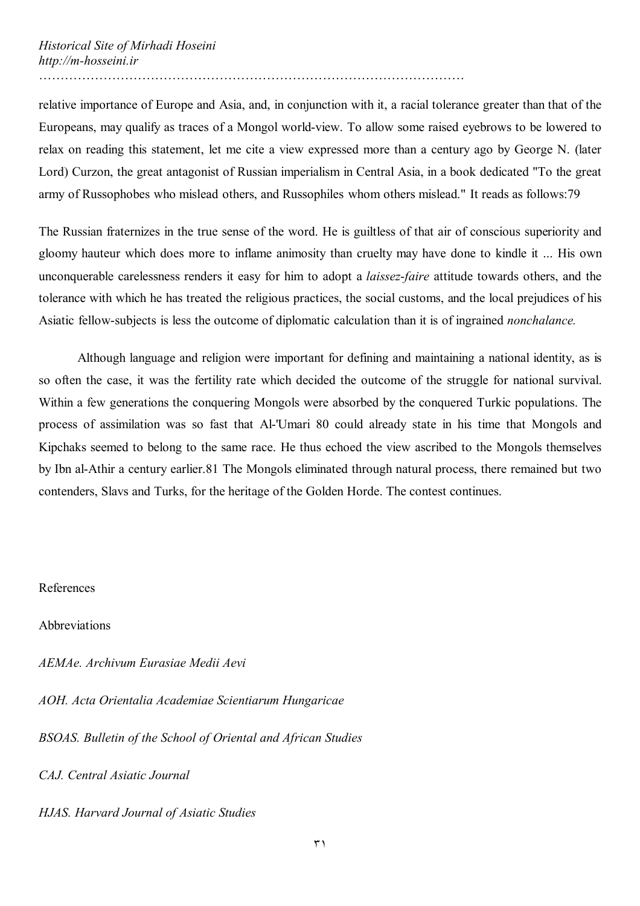relative importance of Europe and Asia, and, in conjunction with it, a racial tolerance greater than that of the Europeans, may qualify as traces of a Mongol world-view. To allow some raised eyebrows to be lowered to relax on reading this statement, let me cite a view expressed more than a century ago by George N. (later Lord) Curzon, the great antagonist of Russian imperialism in Central Asia, in a book dedicated "To the great army of Russophobes who mislead others, and Russophiles whom others mislead." It reads as follows:79

The Russian fraternizes in the true sense of the word. He is guiltless of that air of conscious superiority and gloomy hauteur which does more to inflame animosity than cruelty may have done to kindle it ... His own unconquerable carelessness renders it easy for him to adopt a *laissez-faire* attitude towards others, and the tolerance with which he has treated the religious practices, the social customs, and the local prejudices of his Asiatic fellow-subjects is less the outcome of diplomatic calculation than it is of ingrained *nonchalance.*

Although language and religion were important for defining and maintaining a national identity, as is so often the case, it was the fertility rate which decided the outcome of the struggle for national survival. Within a few generations the conquering Mongols were absorbed by the conquered Turkic populations. The process of assimilation was so fast that Al-'Umari 80 could already state in his time that Mongols and Kipchaks seemed to belong to the same race. He thus echoed the view ascribed to the Mongols themselves by Ibn al-Athir a century earlier.81 The Mongols eliminated through natural process, there remained but two contenders, Slavs and Turks, for the heritage of the Golden Horde. The contest continues.

References

Abbreviations

*AEMAe. Archivum Eurasiae Medii Aevi*

*AOH. Acta Orientalia Academiae Scientiarum Hungaricae*

*BSOAS. Bulletin of the School of Oriental and African Studies*

*CAJ. Central Asiatic Journal*

*HJAS. Harvard Journal of Asiatic Studies*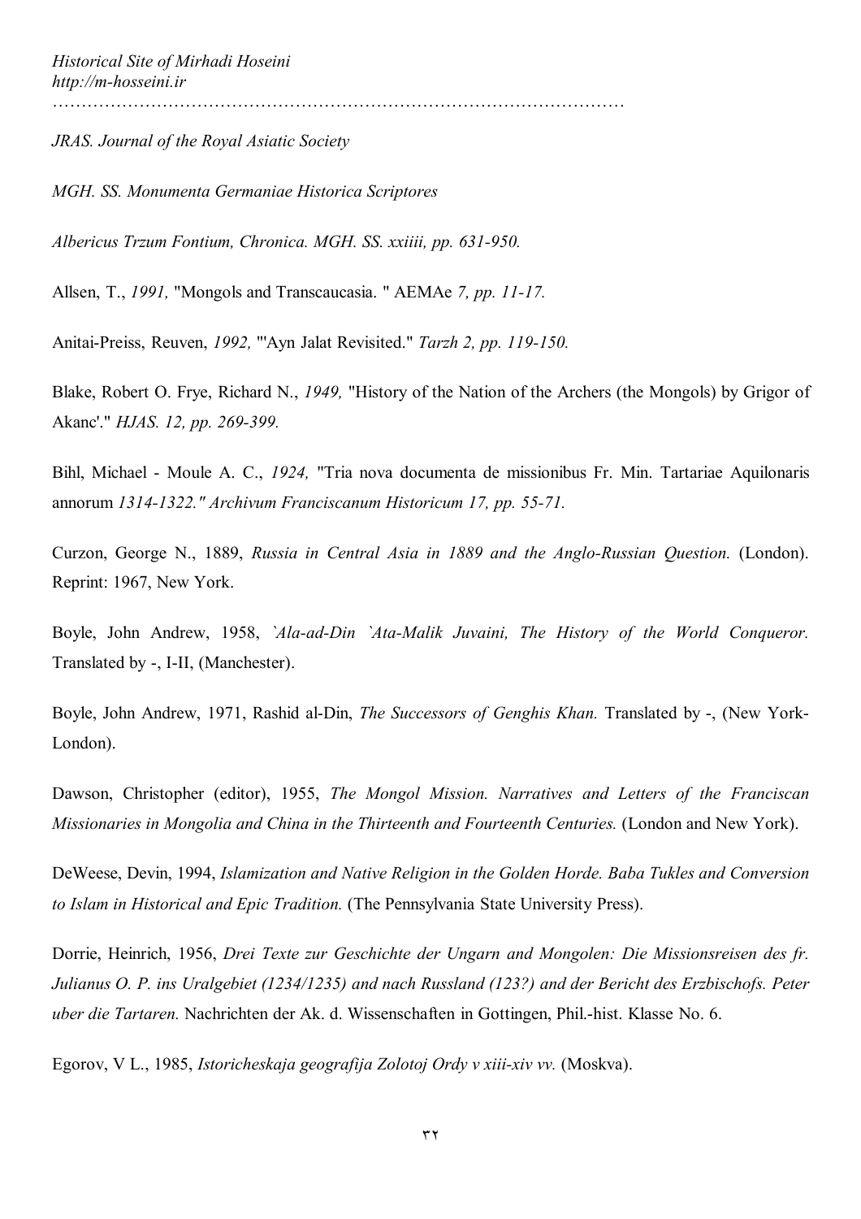*JRAS. Journal of the Royal Asiatic Society*

*MGH. SS. Monumenta Germaniae Historica Scriptores*

*Albericus Trzum Fontium, Chronica. MGH. SS. xxiiii, pp. 631-950.*

Allsen, T., *1991,* "Mongols and Transcaucasia. " AEMAe *7, pp. 11-17.*

Anitai-Preiss, Reuven, *1992,* "'Ayn Jalat Revisited." *Tarzh 2, pp. 119-150.*

Blake, Robert O. Frye, Richard N., *1949,* "History of the Nation of the Archers (the Mongols) by Grigor of Akanc'." *HJAS. 12, pp. 269-399.*

Bihl, Michael - Moule A. C., *1924,* "Tria nova documenta de missionibus Fr. Min. Tartariae Aquilonaris annorum *1314-1322." Archivum Franciscanum Historicum 17, pp. 55-71.*

Curzon, George N., 1889, *Russia in Central Asia in 1889 and the Anglo-Russian Question.* (London). Reprint: 1967, New York.

Boyle, John Andrew, 1958, *`Ala-ad-Din `Ata-Malik Juvaini, The History of the World Conqueror.* Translated by -, I-II, (Manchester).

Boyle, John Andrew, 1971, Rashid al-Din, *The Successors of Genghis Khan.* Translated by -, (New York-London).

Dawson, Christopher (editor), 1955, *The Mongol Mission. Narratives and Letters of the Franciscan Missionaries in Mongolia and China in the Thirteenth and Fourteenth Centuries.* (London and New York).

DeWeese, Devin, 1994, *Islamization and Native Religion in the Golden Horde. Baba Tukles and Conversion to Islam in Historical and Epic Tradition.* (The Pennsylvania State University Press).

Dorrie, Heinrich, 1956, *Drei Texte zur Geschichte der Ungarn and Mongolen: Die Missionsreisen des fr. Julianus O. P. ins Uralgebiet (1234/1235) and nach Russland (123?) and der Bericht des Erzbischofs. Peter uber die Tartaren.* Nachrichten der Ak. d. Wissenschaften in Gottingen, Phil.-hist. Klasse No. 6.

Egorov, V L., 1985, *Istoricheskaja geografija Zolotoj Ordy v xiii-xiv vv.* (Moskva).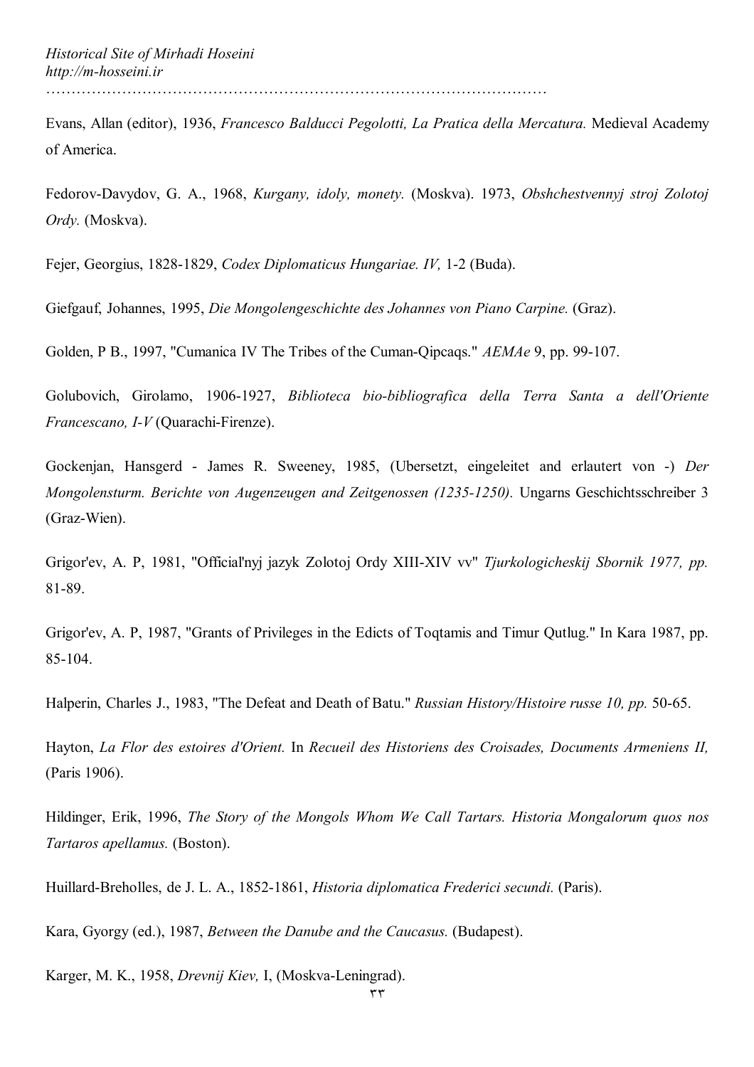Evans, Allan (editor), 1936, *Francesco Balducci Pegolotti, La Pratica della Mercatura.* Medieval Academy of America.

Fedorov-Davydov, G. A., 1968, *Kurgany, idoly, monety.* (Moskva). 1973, *Obshchestvennyj stroj Zolotoj Ordy.* (Moskva).

Fejer, Georgius, 1828-1829, *Codex Diplomaticus Hungariae. IV,* 1-2 (Buda).

Giefgauf, Johannes, 1995, *Die Mongolengeschichte des Johannes von Piano Carpine.* (Graz).

Golden, P B., 1997, "Cumanica IV The Tribes of the Cuman-Qipcaqs." *AEMAe* 9, pp. 99-107.

Golubovich, Girolamo, 1906-1927, *Biblioteca bio-bibliografica della Terra Santa a dell'Oriente Francescano, I-V* (Quarachi-Firenze).

Gockenjan, Hansgerd - James R. Sweeney, 1985, (Ubersetzt, eingeleitet and erlautert von -) *Der Mongolensturm. Berichte von Augenzeugen and Zeitgenossen (1235-1250).* Ungarns Geschichtsschreiber 3 (Graz-Wien).

Grigor'ev, A. P, 1981, "Official'nyj jazyk Zolotoj Ordy XIII-XIV vv" *Tjurkologicheskij Sbornik 1977, pp.* 81-89.

Grigor'ev, A. P, 1987, "Grants of Privileges in the Edicts of Toqtamis and Timur Qutlug." In Kara 1987, pp. 85-104.

Halperin, Charles J., 1983, "The Defeat and Death of Batu." *Russian History/Histoire russe 10, pp.* 50-65.

Hayton, *La Flor des estoires d'Orient.* In *Recueil des Historiens des Croisades, Documents Armeniens II,* (Paris 1906).

Hildinger, Erik, 1996, *The Story of the Mongols Whom We Call Tartars. Historia Mongalorum quos nos Tartaros apellamus.* (Boston).

Huillard-Breholles, de J. L. A., 1852-1861, *Historia diplomatica Frederici secundi.* (Paris).

Kara, Gyorgy (ed.), 1987, *Between the Danube and the Caucasus.* (Budapest).

Karger, M. K., 1958, *Drevnij Kiev,* I, (Moskva-Leningrad).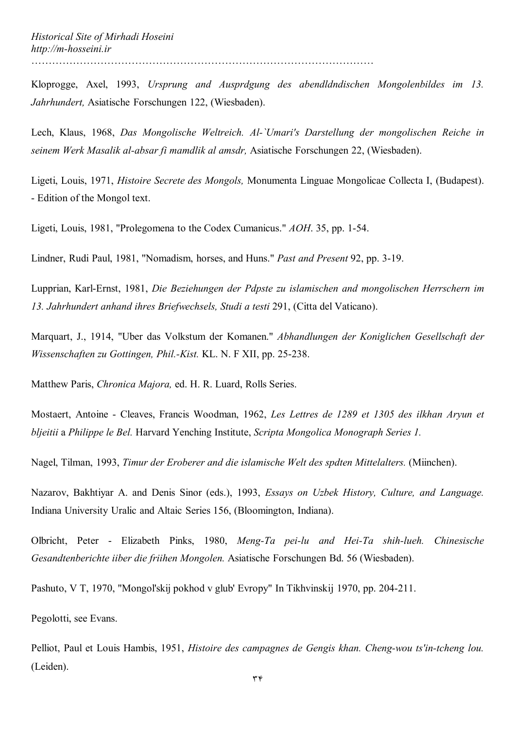Kloprogge, Axel, 1993, *Ursprung and Ausprdgung des abendldndischen Mongolenbildes im 13. Jahrhundert,* Asiatische Forschungen 122, (Wiesbaden).

Lech, Klaus, 1968, *Das Mongolische Weltreich. Al-`Umari's Darstellung der mongolischen Reiche in seinem Werk Masalik al-absar fi mamdlik al amsdr,* Asiatische Forschungen 22, (Wiesbaden).

Ligeti, Louis, 1971, *Histoire Secrete des Mongols,* Monumenta Linguae Mongolicae Collecta I, (Budapest). - Edition of the Mongol text.

Ligeti, Louis, 1981, "Prolegomena to the Codex Cumanicus." *AOH*. 35, pp. 1-54.

Lindner, Rudi Paul, 1981, "Nomadism, horses, and Huns." *Past and Present* 92, pp. 3-19.

Lupprian, Karl-Ernst, 1981, *Die Beziehungen der Pdpste zu islamischen and mongolischen Herrschern im 13. Jahrhundert anhand ihres Briefwechsels, Studi a testi* 291, (Citta del Vaticano).

Marquart, J., 1914, "Uber das Volkstum der Komanen." *Abhandlungen der Koniglichen Gesellschaft der Wissenschaften zu Gottingen, Phil.-Kist.* KL. N. F XII, pp. 25-238.

Matthew Paris, *Chronica Majora,* ed. H. R. Luard, Rolls Series.

Mostaert, Antoine - Cleaves, Francis Woodman, 1962, *Les Lettres de 1289 et 1305 des ilkhan Aryun et bljeitii* a *Philippe le Bel.* Harvard Yenching Institute, *Scripta Mongolica Monograph Series 1.*

Nagel, Tilman, 1993, *Timur der Eroberer and die islamische Welt des spdten Mittelalters.* (Miinchen).

Nazarov, Bakhtiyar A. and Denis Sinor (eds.), 1993, *Essays on Uzbek History, Culture, and Language.* Indiana University Uralic and Altaic Series 156, (Bloomington, Indiana).

Olbricht, Peter - Elizabeth Pinks, 1980, *Meng-Ta pei-lu and Hei-Ta shih-lueh. Chinesische Gesandtenberichte iiber die friihen Mongolen.* Asiatische Forschungen Bd. 56 (Wiesbaden).

Pashuto, V T, 1970, "Mongol'skij pokhod v glub' Evropy" In Tikhvinskij 1970, pp. 204-211.

Pegolotti, see Evans.

Pelliot, Paul et Louis Hambis, 1951, *Histoire des campagnes de Gengis khan. Cheng-wou ts'in-tcheng lou.* (Leiden).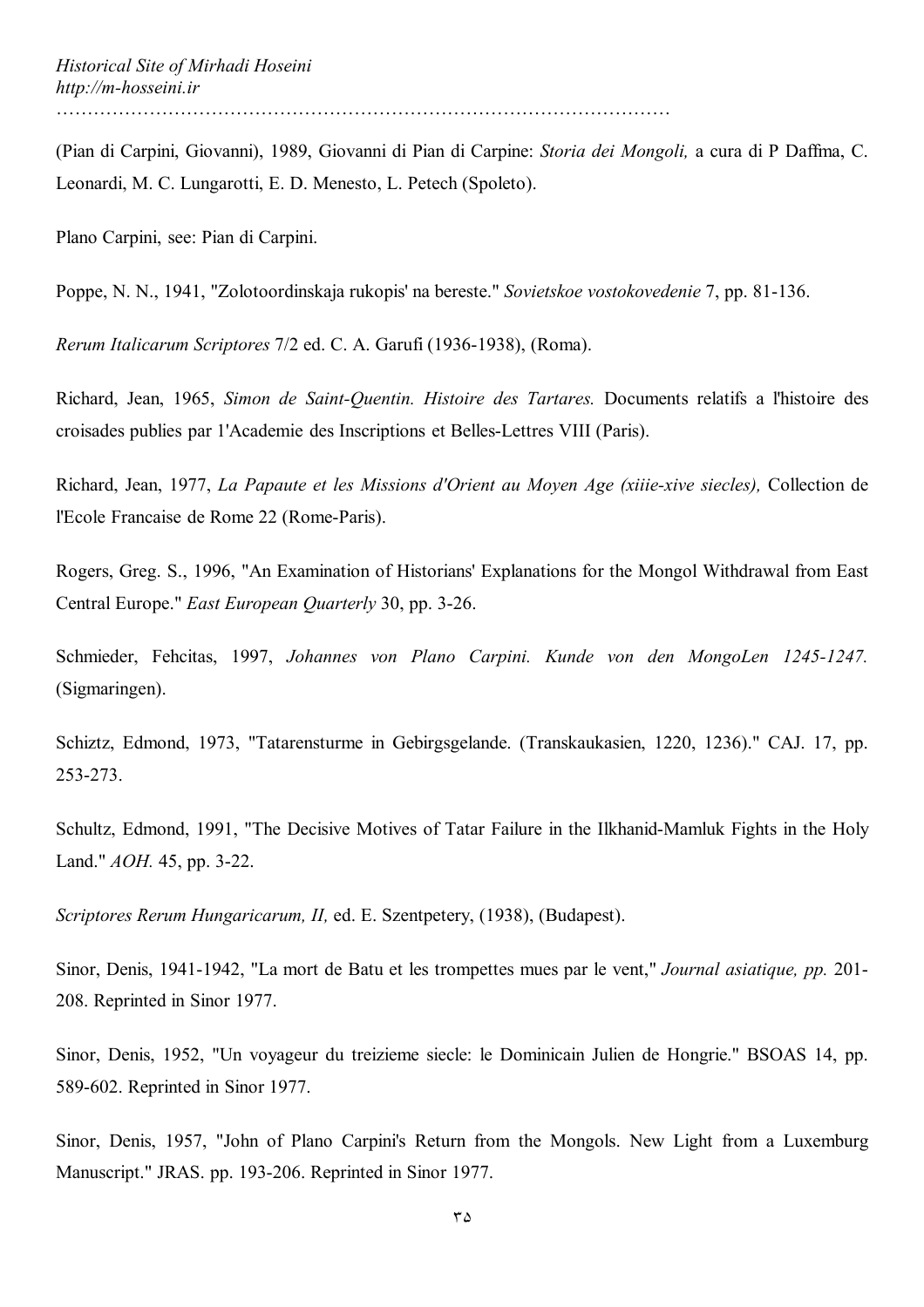(Pian di Carpini, Giovanni), 1989, Giovanni di Pian di Carpine: *Storia dei Mongoli,* a cura di P Daffma, C. Leonardi, M. C. Lungarotti, E. D. Menesto, L. Petech (Spoleto).

Plano Carpini, see: Pian di Carpini.

Poppe, N. N., 1941, "Zolotoordinskaja rukopis' na bereste." *Sovietskoe vostokovedenie* 7, pp. 81-136.

*Rerum Italicarum Scriptores* 7/2 ed. C. A. Garufi (1936-1938), (Roma).

Richard, Jean, 1965, *Simon de Saint-Quentin. Histoire des Tartares.* Documents relatifs a l'histoire des croisades publies par 1'Academie des Inscriptions et Belles-Lettres VIII (Paris).

Richard, Jean, 1977, *La Papaute et les Missions d'Orient au Moyen Age (xiiie-xive siecles),* Collection de l'Ecole Francaise de Rome 22 (Rome-Paris).

Rogers, Greg. S., 1996, "An Examination of Historians' Explanations for the Mongol Withdrawal from East Central Europe." *East European Quarterly* 30, pp. 3-26.

Schmieder, Fehcitas, 1997, *Johannes von Plano Carpini. Kunde von den MongoLen 1245-1247.* (Sigmaringen).

Schiztz, Edmond, 1973, "Tatarensturme in Gebirgsgelande. (Transkaukasien, 1220, 1236)." CAJ. 17, pp. 253-273.

Schultz, Edmond, 1991, "The Decisive Motives of Tatar Failure in the Ilkhanid-Mamluk Fights in the Holy Land." *AOH.* 45, pp. 3-22.

*Scriptores Rerum Hungaricarum, II,* ed. E. Szentpetery, (1938), (Budapest).

Sinor, Denis, 1941-1942, "La mort de Batu et les trompettes mues par le vent," *Journal asiatique, pp.* 201-208. Reprinted in Sinor 1977.

Sinor, Denis, 1952, "Un voyageur du treizieme siecle: le Dominicain Julien de Hongrie." BSOAS 14, pp. 589-602. Reprinted in Sinor 1977.

Sinor, Denis, 1957, "John of Plano Carpini's Return from the Mongols. New Light from a Luxemburg Manuscript." JRAS. pp. 193-206. Reprinted in Sinor 1977.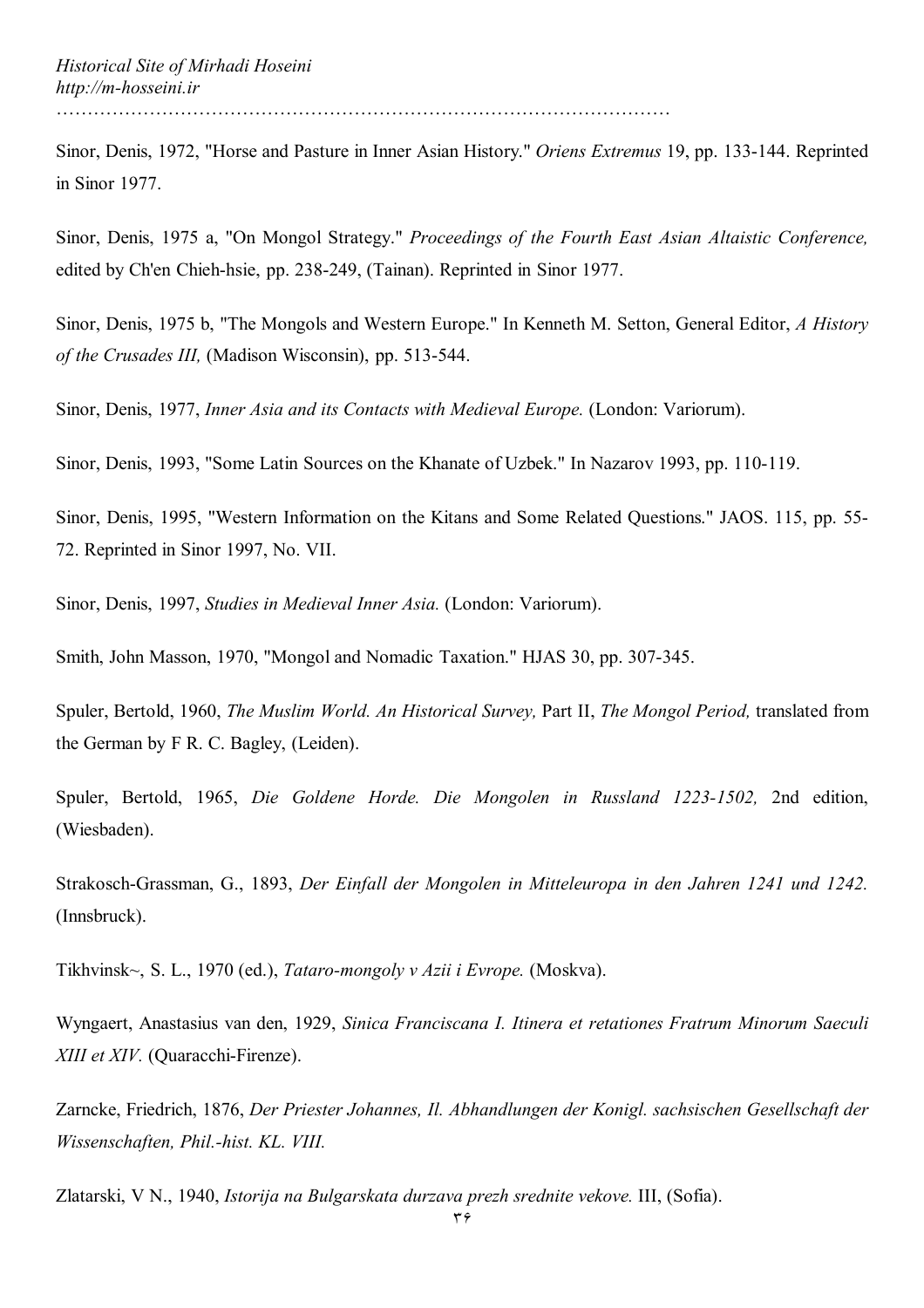Sinor, Denis, 1972, "Horse and Pasture in Inner Asian History." *Oriens Extremus* 19, pp. 133-144. Reprinted in Sinor 1977.

Sinor, Denis, 1975 a, "On Mongol Strategy." *Proceedings of the Fourth East Asian Altaistic Conference,* edited by Ch'en Chieh-hsie, pp. 238-249, (Tainan). Reprinted in Sinor 1977.

Sinor, Denis, 1975 b, "The Mongols and Western Europe." In Kenneth M. Setton, General Editor, *A History of the Crusades III,* (Madison Wisconsin), pp. 513-544.

Sinor, Denis, 1977, *Inner Asia and its Contacts with Medieval Europe.* (London: Variorum).

Sinor, Denis, 1993, "Some Latin Sources on the Khanate of Uzbek." In Nazarov 1993, pp. 110-119.

Sinor, Denis, 1995, "Western Information on the Kitans and Some Related Questions." JAOS. 115, pp. 55-72. Reprinted in Sinor 1997, No. VII.

Sinor, Denis, 1997, *Studies in Medieval Inner Asia.* (London: Variorum).

Smith, John Masson, 1970, "Mongol and Nomadic Taxation." HJAS 30, pp. 307-345.

Spuler, Bertold, 1960, *The Muslim World. An Historical Survey,* Part II, *The Mongol Period,* translated from the German by F R. C. Bagley, (Leiden).

Spuler, Bertold, 1965, *Die Goldene Horde. Die Mongolen in Russland 1223-1502,* 2nd edition, (Wiesbaden).

Strakosch-Grassman, G., 1893, *Der Einfall der Mongolen in Mitteleuropa in den Jahren 1241 und 1242.* (Innsbruck).

Tikhvinsk~, S. L., 1970 (ed.), *Tataro-mongoly v Azii i Evrope.* (Moskva).

Wyngaert, Anastasius van den, 1929, *Sinica Franciscana I. Itinera et retationes Fratrum Minorum Saeculi XIII et XIV.* (Quaracchi-Firenze).

Zarncke, Friedrich, 1876, *Der Priester Johannes, Il. Abhandlungen der Konigl. sachsischen Gesellschaft der Wissenschaften, Phil.-hist. KL. VIII.*

Zlatarski, V N., 1940, *Istorija na Bulgarskata durzava prezh srednite vekove.* III, (Sofia).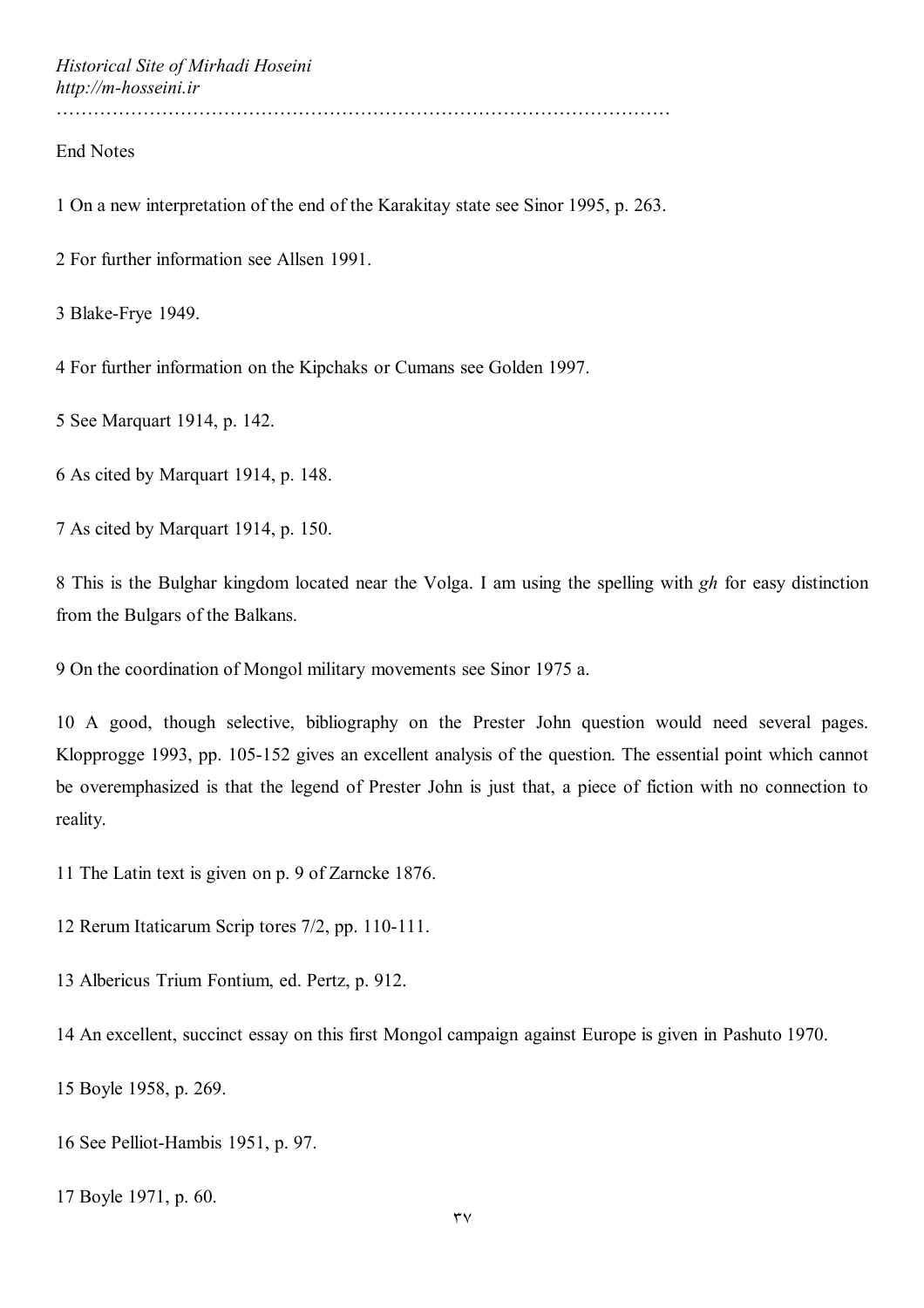End Notes

1 On a new interpretation of the end of the Karakitay state see Sinor 1995, p. 263.

2 For further information see Allsen 1991.

3 Blake-Frye 1949.

4 For further information on the Kipchaks or Cumans see Golden 1997.

5 See Marquart 1914, p. 142.

6 As cited by Marquart 1914, p. 148.

7 As cited by Marquart 1914, p. 150.

8 This is the Bulghar kingdom located near the Volga. I am using the spelling with *gh* for easy distinction from the Bulgars of the Balkans.

9 On the coordination of Mongol military movements see Sinor 1975 a.

10 A good, though selective, bibliography on the Prester John question would need several pages. Klopprogge 1993, pp. 105-152 gives an excellent analysis of the question. The essential point which cannot be overemphasized is that the legend of Prester John is just that, a piece of fiction with no connection to reality.

11 The Latin text is given on p. 9 of Zarncke 1876.

12 Rerum Itaticarum Scrip tores 7/2, pp. 110-111.

13 Albericus Trium Fontium, ed. Pertz, p. 912.

14 An excellent, succinct essay on this first Mongol campaign against Europe is given in Pashuto 1970.

15 Boyle 1958, p. 269.

16 See Pelliot-Hambis 1951, p. 97.

17 Boyle 1971, p. 60.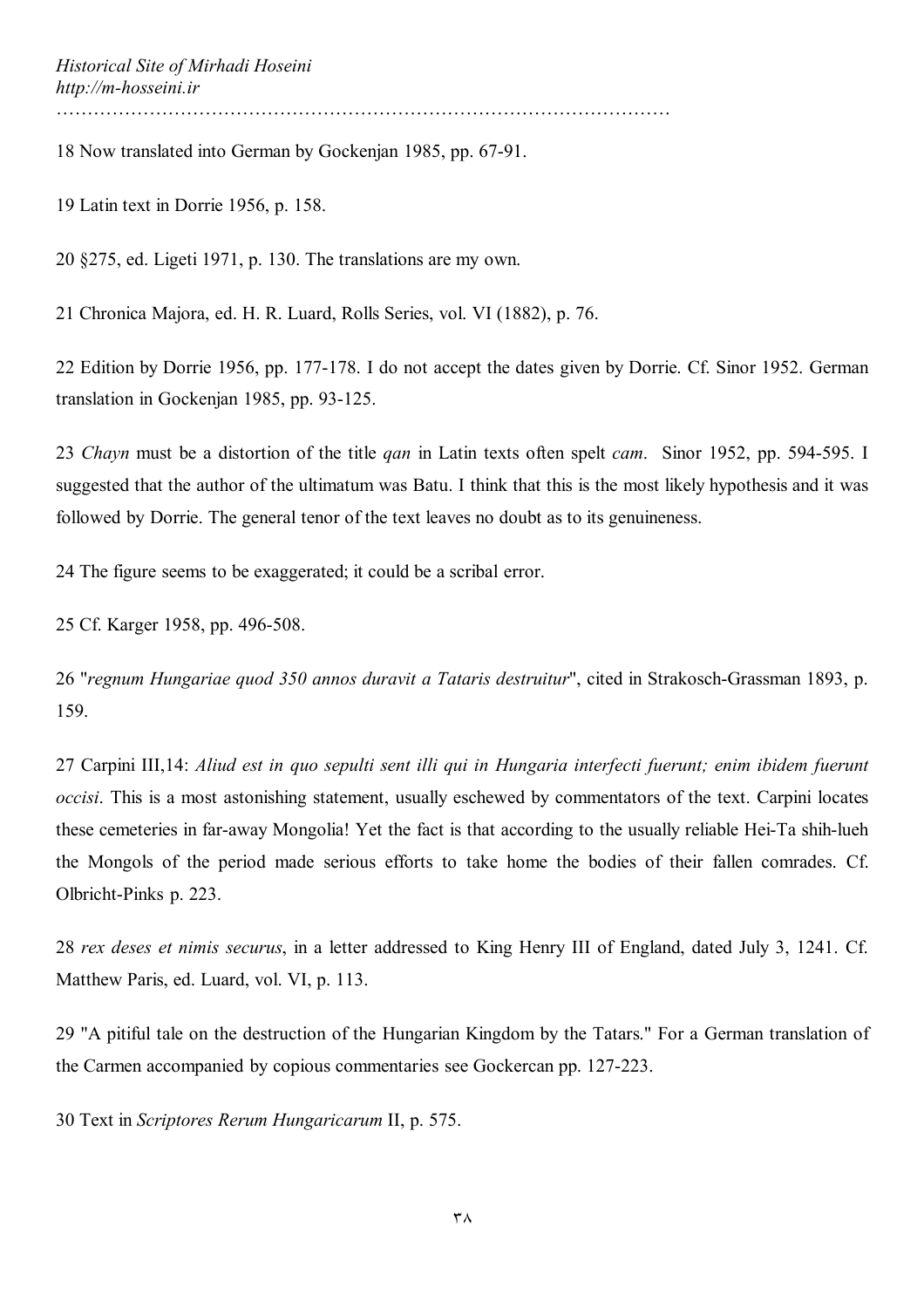18 Now translated into German by Gockenjan 1985, pp. 67-91.

19 Latin text in Dorrie 1956, p. 158.

20 §275, ed. Ligeti 1971, p. 130. The translations are my own.

21 Chronica Majora, ed. H. R. Luard, Rolls Series, vol. VI (1882), p. 76.

22 Edition by Dorrie 1956, pp. 177-178. I do not accept the dates given by Dorrie. Cf. Sinor 1952. German translation in Gockenjan 1985, pp. 93-125.

23 *Chayn* must be a distortion of the title *qan* in Latin texts often spelt *cam*. Sinor 1952, pp. 594-595. I suggested that the author of the ultimatum was Batu. I think that this is the most likely hypothesis and it was followed by Dorrie. The general tenor of the text leaves no doubt as to its genuineness.

24 The figure seems to be exaggerated; it could be a scribal error.

25 Cf. Karger 1958, pp. 496-508.

26 "*regnum Hungariae quod 350 annos duravit a Tataris destruitur*", cited in Strakosch-Grassman 1893, p. 159.

27 Carpini III,14: *Aliud est in quo sepulti sent illi qui in Hungaria interfecti fuerunt; enim ibidem fuerunt occisi*. This is a most astonishing statement, usually eschewed by commentators of the text. Carpini locates these cemeteries in far-away Mongolia! Yet the fact is that according to the usually reliable Hei-Ta shih-lueh the Mongols of the period made serious efforts to take home the bodies of their fallen comrades. Cf. Olbricht-Pinks p. 223.

28 *rex deses et nimis securus*, in a letter addressed to King Henry III of England, dated July 3, 1241. Cf. Matthew Paris, ed. Luard, vol. VI, p. 113.

29 "A pitiful tale on the destruction of the Hungarian Kingdom by the Tatars." For a German translation of the Carmen accompanied by copious commentaries see Gockercan pp. 127-223.

30 Text in *Scriptores Rerum Hungaricarum* II, p. 575.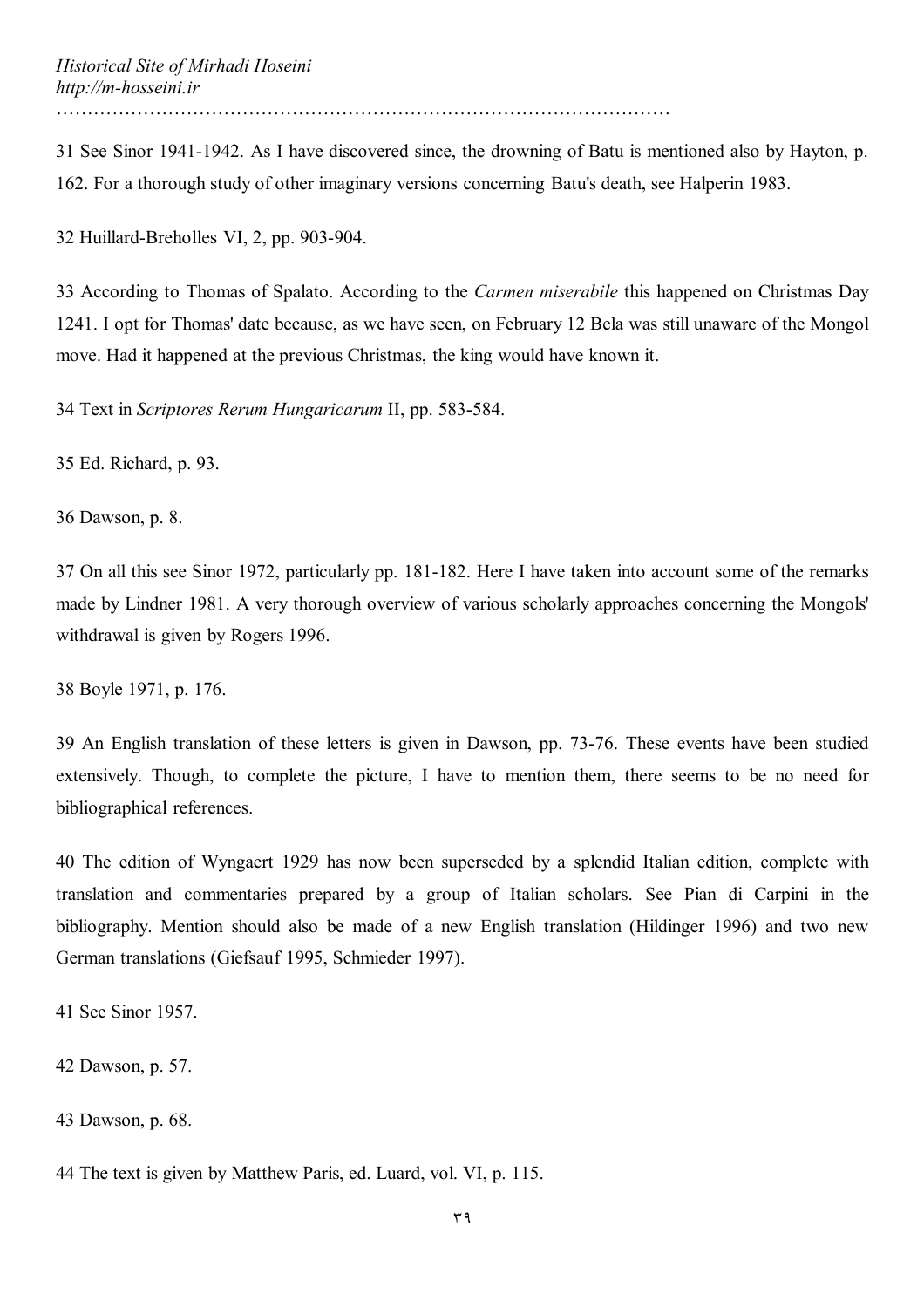31 See Sinor 1941-1942. As I have discovered since, the drowning of Batu is mentioned also by Hayton, p. 162. For a thorough study of other imaginary versions concerning Batu's death, see Halperin 1983.

32 Huillard-Breholles VI, 2, pp. 903-904.

33 According to Thomas of Spalato. According to the *Carmen miserabile* this happened on Christmas Day 1241. I opt for Thomas' date because, as we have seen, on February 12 Bela was still unaware of the Mongol move. Had it happened at the previous Christmas, the king would have known it.

34 Text in *Scriptores Rerum Hungaricarum* II, pp. 583-584.

35 Ed. Richard, p. 93.

36 Dawson, p. 8.

37 On all this see Sinor 1972, particularly pp. 181-182. Here I have taken into account some of the remarks made by Lindner 1981. A very thorough overview of various scholarly approaches concerning the Mongols' withdrawal is given by Rogers 1996.

38 Boyle 1971, p. 176.

39 An English translation of these letters is given in Dawson, pp. 73-76. These events have been studied extensively. Though, to complete the picture, I have to mention them, there seems to be no need for bibliographical references.

40 The edition of Wyngaert 1929 has now been superseded by a splendid Italian edition, complete with translation and commentaries prepared by a group of Italian scholars. See Pian di Carpini in the bibliography. Mention should also be made of a new English translation (Hildinger 1996) and two new German translations (Giefsauf 1995, Schmieder 1997).

41 See Sinor 1957.

42 Dawson, p. 57.

43 Dawson, p. 68.

44 The text is given by Matthew Paris, ed. Luard, vol. VI, p. 115.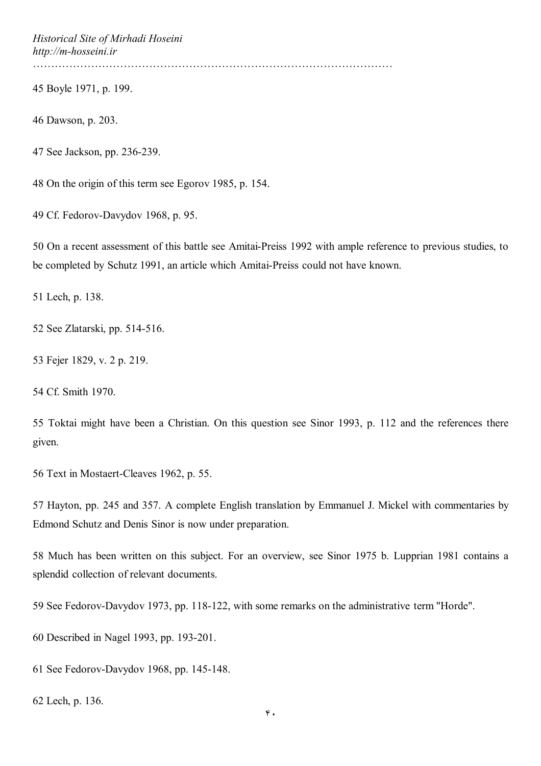45 Boyle 1971, p. 199.

46 Dawson, p. 203.

47 See Jackson, pp. 236-239.

48 On the origin of this term see Egorov 1985, p. 154.

49 Cf. Fedorov-Davydov 1968, p. 95.

50 On a recent assessment of this battle see Amitai-Preiss 1992 with ample reference to previous studies, to be completed by Schutz 1991, an article which Amitai-Preiss could not have known.

51 Lech, p. 138.

52 See Zlatarski, pp. 514-516.

53 Fejer 1829, v. 2 p. 219.

54 Cf. Smith 1970.

55 Toktai might have been a Christian. On this question see Sinor 1993, p. 112 and the references there given.

56 Text in Mostaert-Cleaves 1962, p. 55.

57 Hayton, pp. 245 and 357. A complete English translation by Emmanuel J. Mickel with commentaries by Edmond Schutz and Denis Sinor is now under preparation.

58 Much has been written on this subject. For an overview, see Sinor 1975 b. Lupprian 1981 contains a splendid collection of relevant documents.

59 See Fedorov-Davydov 1973, pp. 118-122, with some remarks on the administrative term "Horde".

60 Described in Nagel 1993, pp. 193-201.

61 See Fedorov-Davydov 1968, pp. 145-148.

62 Lech, p. 136.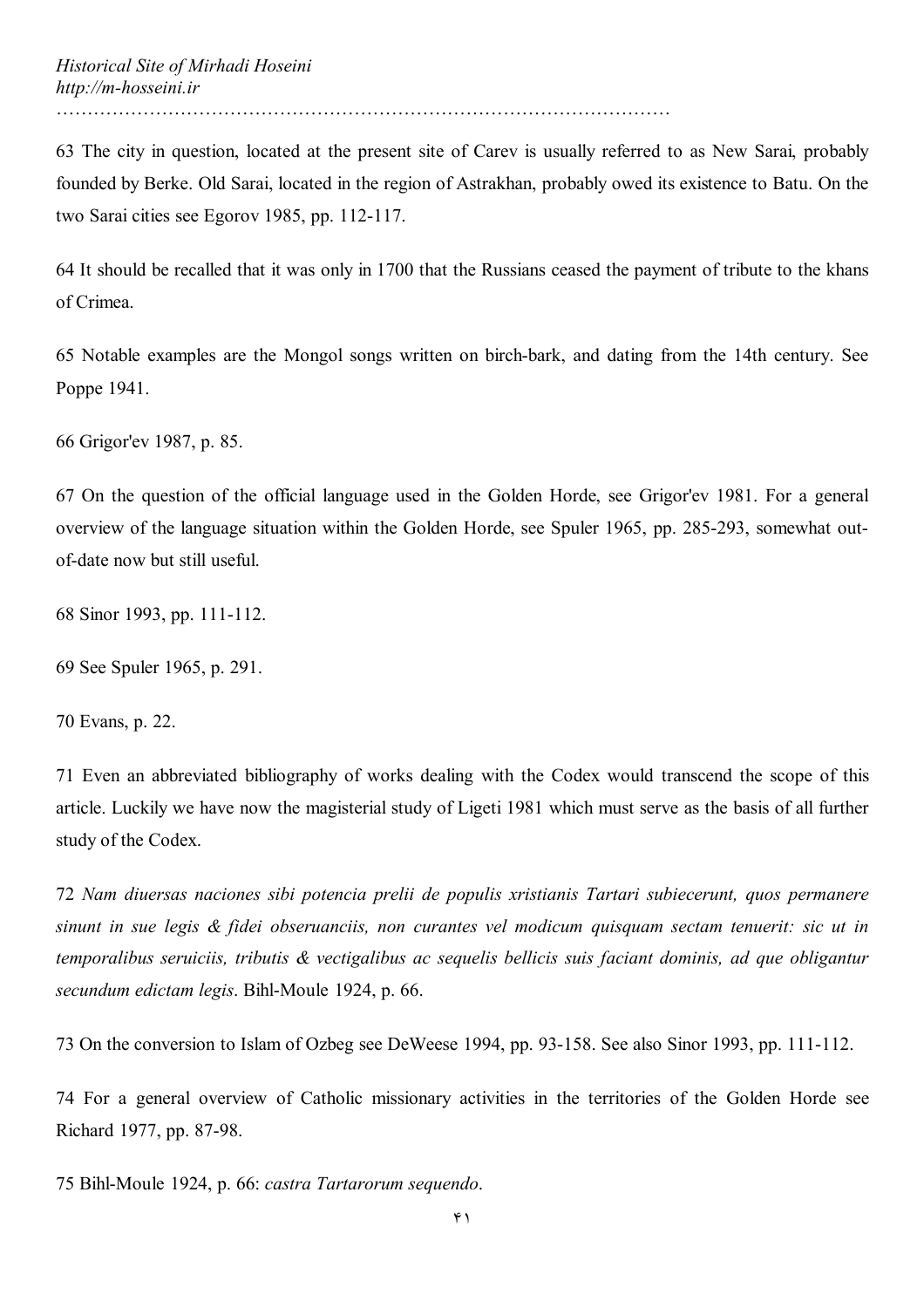63 The city in question, located at the present site of Carev is usually referred to as New Sarai, probably founded by Berke. Old Sarai, located in the region of Astrakhan, probably owed its existence to Batu. On the two Sarai cities see Egorov 1985, pp. 112-117.

64 It should be recalled that it was only in 1700 that the Russians ceased the payment of tribute to the khans of Crimea.

65 Notable examples are the Mongol songs written on birch-bark, and dating from the 14th century. See Poppe 1941.

66 Grigor'ev 1987, p. 85.

67 On the question of the official language used in the Golden Horde, see Grigor'ev 1981. For a general overview of the language situation within the Golden Horde, see Spuler 1965, pp. 285-293, somewhat out-of-date now but still useful.

68 Sinor 1993, pp. 111-112.

69 See Spuler 1965, p. 291.

70 Evans, p. 22.

71 Even an abbreviated bibliography of works dealing with the Codex would transcend the scope of this article. Luckily we have now the magisterial study of Ligeti 1981 which must serve as the basis of all further study of the Codex.

72 *Nam diuersas naciones sibi potencia prelii de populis xristianis Tartari subiecerunt, quos permanere sinunt in sue legis & fidei obseruanciis, non curantes vel modicum quisquam sectam tenuerit: sic ut in temporalibus seruiciis, tributis & vectigalibus ac sequelis bellicis suis faciant dominis, ad que obligantur secundum edictam legis*. Bihl-Moule 1924, p. 66.

73 On the conversion to Islam of Ozbeg see DeWeese 1994, pp. 93-158. See also Sinor 1993, pp. 111-112.

74 For a general overview of Catholic missionary activities in the territories of the Golden Horde see Richard 1977, pp. 87-98.

75 Bihl-Moule 1924, p. 66: *castra Tartarorum sequendo*.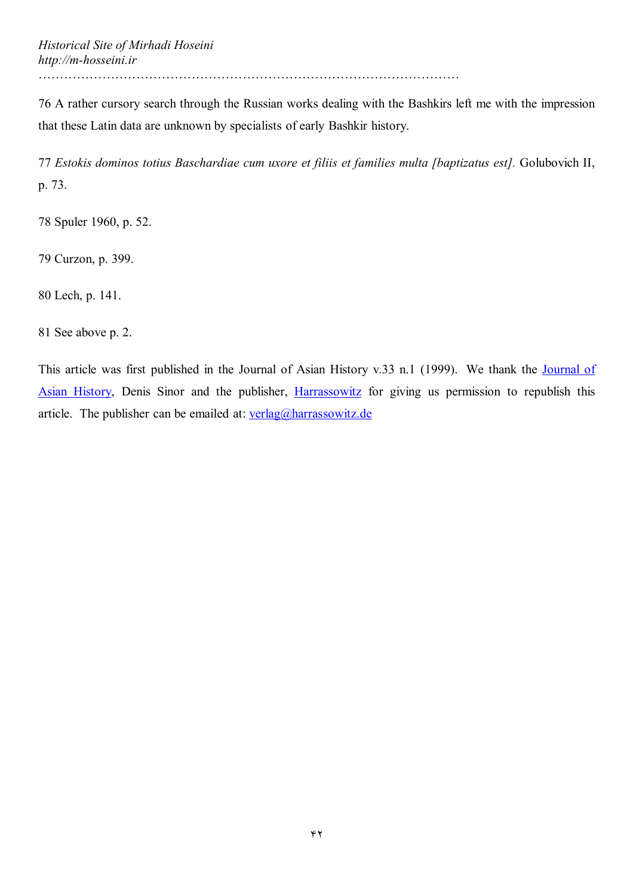76 A rather cursory search through the Russian works dealing with the Bashkirs left me with the impression that these Latin data are unknown by specialists of early Bashkir history.

77 *Estokis dominos totius Baschardiae cum uxore et filiis et families multa [baptizatus est].* Golubovich II, p. 73.

78 Spuler 1960, p. 52.

79 Curzon, p. 399.

80 Lech, p. 141.

81 See above p. 2.

This article was first published in the Journal of Asian History v.33 n.1 (1999). We thank the Journal of Asian History, Denis Sinor and the publisher, Harrassowitz for giving us permission to republish this article. The publisher can be emailed at: verlag@harrassowitz.de